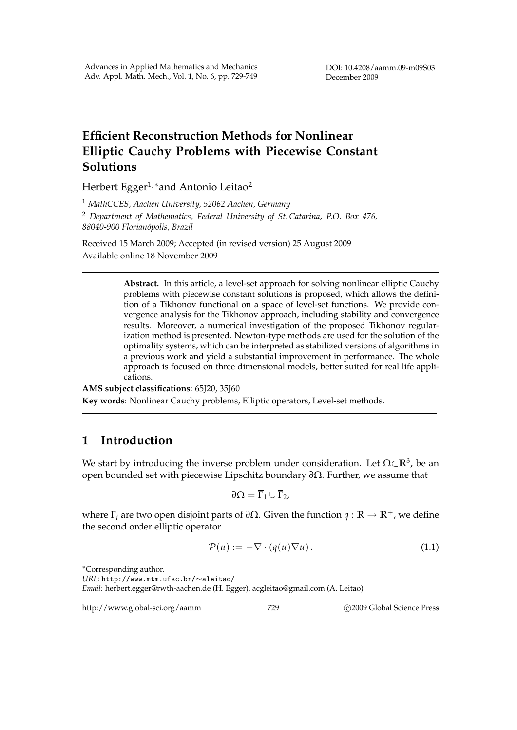# Efficient Reconstruction Methods for Nonlinear Elliptic Cauchy Problems with Piecewise Constant Solutions

Herbert Egger[1,*] and Antonio Leitao[2]

[1] *MathCCES, Aachen University, 52062 Aachen, Germany*

[2] *Department of Mathematics, Federal University of St. Catarina, P.O. Box 476, 88040-900 Florianópolis, Brazil*

Received 15 March 2009; Accepted (in revised version) 25 August 2009

Available online 18 November 2009

> **Abstract.** In this article, a level-set approach for solving nonlinear elliptic Cauchy problems with piecewise constant solutions is proposed, which allows the definition of a Tikhonov functional on a space of level-set functions. We provide convergence analysis for the Tikhonov approach, including stability and convergence results. Moreover, a numerical investigation of the proposed Tikhonov regularization method is presented. Newton-type methods are used for the solution of the optimality systems, which can be interpreted as stabilized versions of algorithms in a previous work and yield a substantial improvement in performance. The whole approach is focused on three dimensional models, better suited for real life applications.

**AMS subject classifications**: 65J20, 35J60

**Key words**: Nonlinear Cauchy problems, Elliptic operators, Level-set methods.

## 1 Introduction

We start by introducing the inverse problem under consideration. Let $\Omega \subset \mathbb{R}^3$, be an open bounded set with piecewise Lipschitz boundary $\partial\Omega$. Further, we assume that

$$\partial\Omega = \overline{\Gamma}_1 \cup \overline{\Gamma}_2,$$

where $\Gamma_i$ are two open disjoint parts of $\partial\Omega$. Given the function $q : \mathbb{R} \to \mathbb{R}^+$, we define the second order elliptic operator

$$\mathcal{P}(u) := -\nabla \cdot (q(u)\nabla u) \,. \tag{1.1}$$

---

*Corresponding author.

*URL:* http://www.mtm.ufsc.br/~aleitao/

*Email:* herbert.egger@rwth-aachen.de (H. Egger), acgleitao@gmail.com (A. Leitao)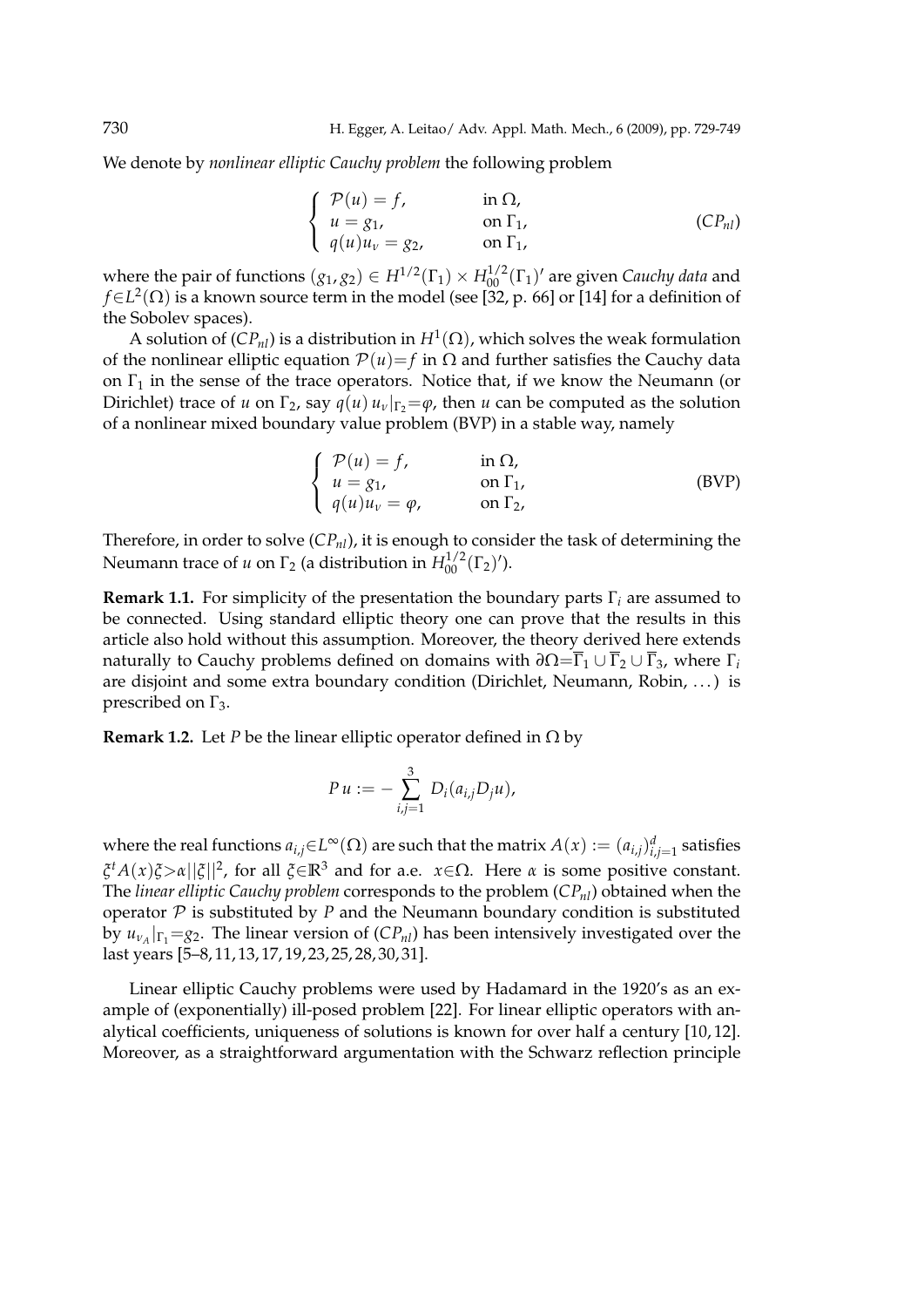We denote by *nonlinear elliptic Cauchy problem* the following problem

$$
\begin{cases}
\mathcal{P}(u) = f, & \text{in } \Omega, \\
u = g_1, & \text{on } \Gamma_1, \\
q(u)u_\nu = g_2, & \text{on } \Gamma_1,
\end{cases}
\tag{$CP_{nl}$}
$$

where the pair of functions $(g_1, g_2) \in H^{1/2}(\Gamma_1) \times H_{00}^{1/2}(\Gamma_1)'$ are given *Cauchy data* and $f \in L^2(\Omega)$ is a known source term in the model (see [32, p. 66] or [14] for a definition of the Sobolev spaces).

A solution of ($CP_{nl}$) is a distribution in $H^1(\Omega)$, which solves the weak formulation of the nonlinear elliptic equation $\mathcal{P}(u) = f$ in $\Omega$ and further satisfies the Cauchy data on $\Gamma_1$ in the sense of the trace operators. Notice that, if we know the Neumann (or Dirichlet) trace of $u$ on $\Gamma_2$, say $q(u)\, u_\nu|_{\Gamma_2} = \varphi$, then $u$ can be computed as the solution of a nonlinear mixed boundary value problem (BVP) in a stable way, namely

$$
\begin{cases}
\mathcal{P}(u) = f, & \text{in } \Omega, \\
u = g_1, & \text{on } \Gamma_1, \\
q(u)u_\nu = \varphi, & \text{on } \Gamma_2,
\end{cases}
\tag{BVP}
$$

Therefore, in order to solve ($CP_{nl}$), it is enough to consider the task of determining the Neumann trace of $u$ on $\Gamma_2$ (a distribution in $H_{00}^{1/2}(\Gamma_2)'$).

**Remark 1.1.** For simplicity of the presentation the boundary parts $\Gamma_i$ are assumed to be connected. Using standard elliptic theory one can prove that the results in this article also hold without this assumption. Moreover, the theory derived here extends naturally to Cauchy problems defined on domains with $\partial\Omega = \overline{\Gamma}_1 \cup \overline{\Gamma}_2 \cup \overline{\Gamma}_3$, where $\Gamma_i$ are disjoint and some extra boundary condition (Dirichlet, Neumann, Robin, ...) is prescribed on $\Gamma_3$.

**Remark 1.2.** Let $P$ be the linear elliptic operator defined in $\Omega$ by

$$
P\, u := -\sum_{i,j=1}^{3} D_i(a_{i,j} D_j u),
$$

where the real functions $a_{i,j} \in L^\infty(\Omega)$ are such that the matrix $A(x) := (a_{i,j})_{i,j=1}^d$ satisfies $\xi^t A(x) \xi > \alpha ||\xi||^2$, for all $\xi \in \mathbb{R}^3$ and for a.e. $x \in \Omega$. Here $\alpha$ is some positive constant. The *linear elliptic Cauchy problem* corresponds to the problem ($CP_{nl}$) obtained when the operator $\mathcal{P}$ is substituted by $P$ and the Neumann boundary condition is substituted by $u_{\nu_A}|_{\Gamma_1} = g_2$. The linear version of ($CP_{nl}$) has been intensively investigated over the last years [5–8, 11, 13, 17, 19, 23, 25, 28, 30, 31].

Linear elliptic Cauchy problems were used by Hadamard in the 1920's as an example of (exponentially) ill-posed problem [22]. For linear elliptic operators with analytical coefficients, uniqueness of solutions is known for over half a century [10, 12]. Moreover, as a straightforward argumentation with the Schwarz reflection principle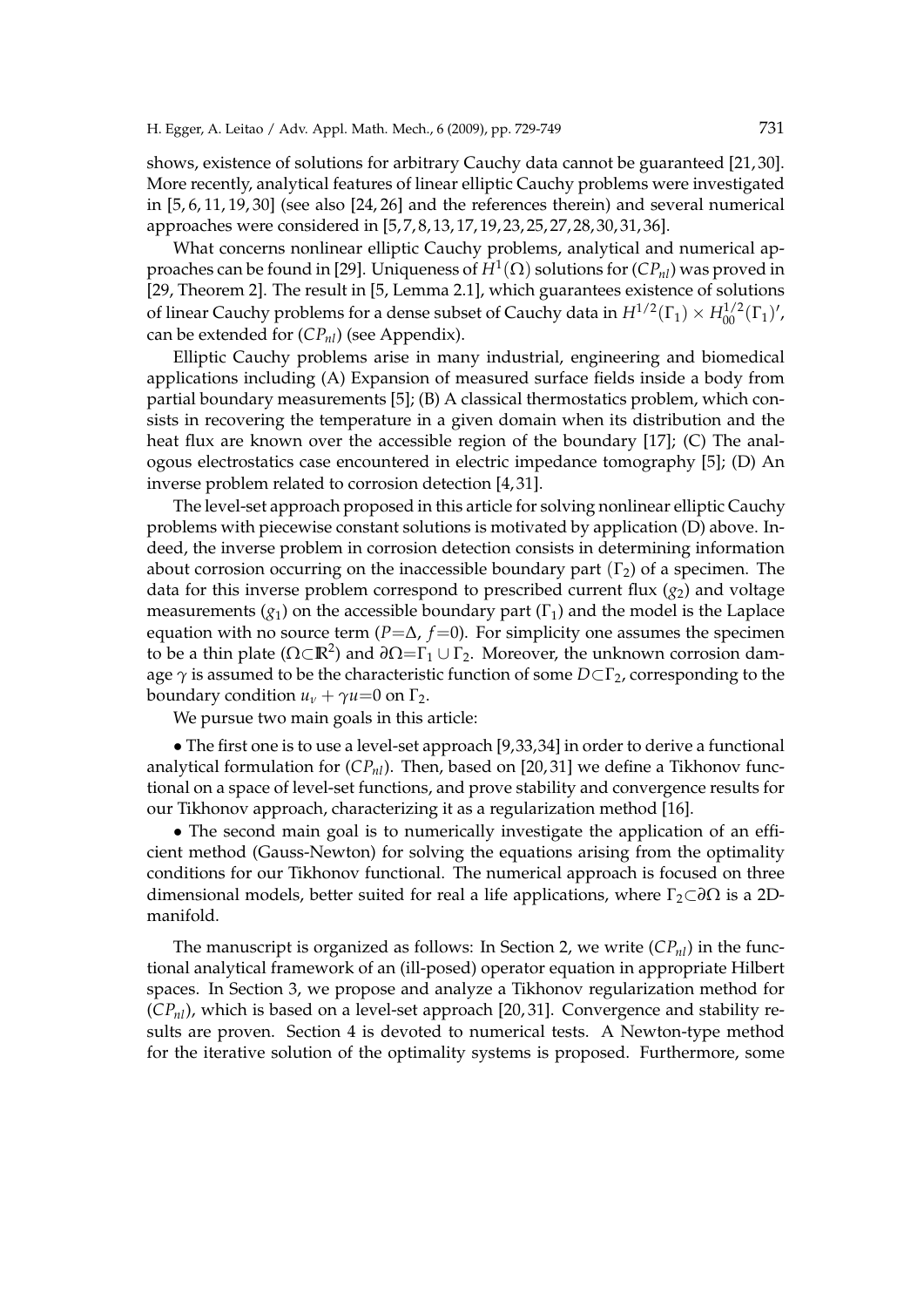shows, existence of solutions for arbitrary Cauchy data cannot be guaranteed [21, 30]. More recently, analytical features of linear elliptic Cauchy problems were investigated in [5, 6, 11, 19, 30] (see also [24, 26] and the references therein) and several numerical approaches were considered in [5, 7, 8, 13, 17, 19, 23, 25, 27, 28, 30, 31, 36].

What concerns nonlinear elliptic Cauchy problems, analytical and numerical approaches can be found in [29]. Uniqueness of $H^1(\Omega)$ solutions for ($CP_{nl}$) was proved in [29, Theorem 2]. The result in [5, Lemma 2.1], which guarantees existence of solutions of linear Cauchy problems for a dense subset of Cauchy data in $H^{1/2}(\Gamma_1) \times H^{1/2}_{00}(\Gamma_1)'$, can be extended for ($CP_{nl}$) (see Appendix).

Elliptic Cauchy problems arise in many industrial, engineering and biomedical applications including (A) Expansion of measured surface fields inside a body from partial boundary measurements [5]; (B) A classical thermostatics problem, which consists in recovering the temperature in a given domain when its distribution and the heat flux are known over the accessible region of the boundary [17]; (C) The analogous electrostatics case encountered in electric impedance tomography [5]; (D) An inverse problem related to corrosion detection [4, 31].

The level-set approach proposed in this article for solving nonlinear elliptic Cauchy problems with piecewise constant solutions is motivated by application (D) above. Indeed, the inverse problem in corrosion detection consists in determining information about corrosion occurring on the inaccessible boundary part ($\Gamma_2$) of a specimen. The data for this inverse problem correspond to prescribed current flux ($g_2$) and voltage measurements ($g_1$) on the accessible boundary part ($\Gamma_1$) and the model is the Laplace equation with no source term ($P{=}\Delta$, $f{=}0$). For simplicity one assumes the specimen to be a thin plate ($\Omega{\subset}\mathbb{R}^2$) and $\partial\Omega{=}\Gamma_1 \cup \Gamma_2$. Moreover, the unknown corrosion damage $\gamma$ is assumed to be the characteristic function of some $D{\subset}\Gamma_2$, corresponding to the boundary condition $u_\nu + \gamma u{=}0$ on $\Gamma_2$.

We pursue two main goals in this article:

- The first one is to use a level-set approach [9, 33, 34] in order to derive a functional analytical formulation for ($CP_{nl}$). Then, based on [20, 31] we define a Tikhonov functional on a space of level-set functions, and prove stability and convergence results for our Tikhonov approach, characterizing it as a regularization method [16].

- The second main goal is to numerically investigate the application of an efficient method (Gauss-Newton) for solving the equations arising from the optimality conditions for our Tikhonov functional. The numerical approach is focused on three dimensional models, better suited for real a life applications, where $\Gamma_2{\subset}\partial\Omega$ is a 2D-manifold.

The manuscript is organized as follows: In Section 2, we write ($CP_{nl}$) in the functional analytical framework of an (ill-posed) operator equation in appropriate Hilbert spaces. In Section 3, we propose and analyze a Tikhonov regularization method for ($CP_{nl}$), which is based on a level-set approach [20, 31]. Convergence and stability results are proven. Section 4 is devoted to numerical tests. A Newton-type method for the iterative solution of the optimality systems is proposed. Furthermore, some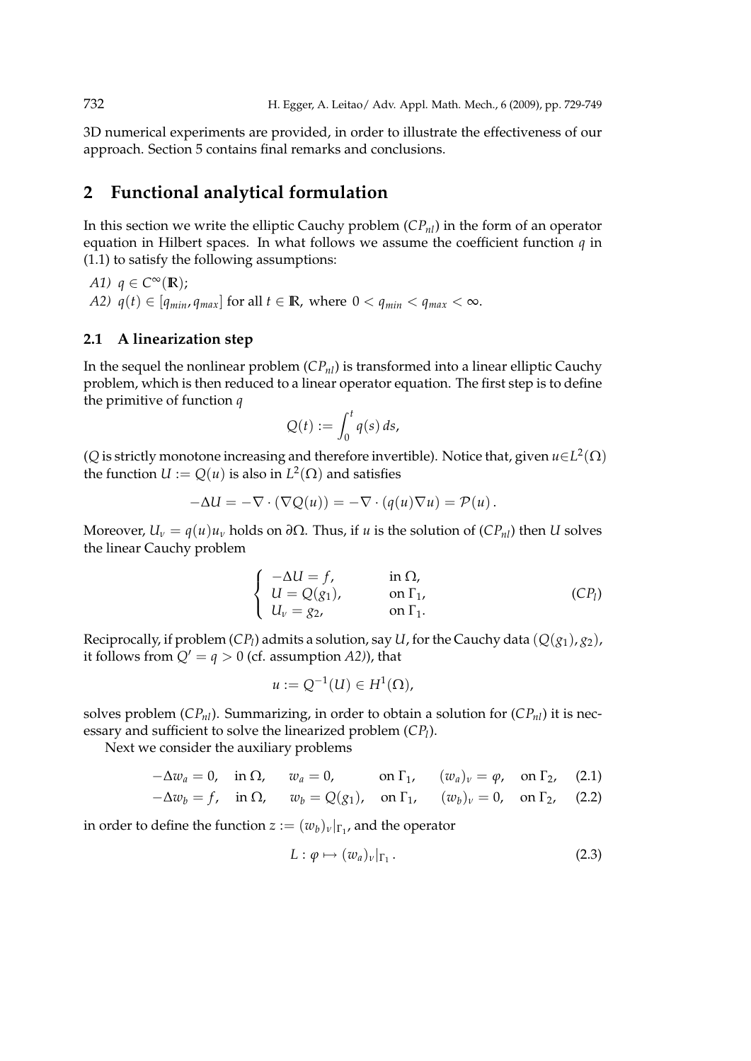3D numerical experiments are provided, in order to illustrate the effectiveness of our approach. Section 5 contains final remarks and conclusions.

## 2 Functional analytical formulation

In this section we write the elliptic Cauchy problem ($CP_{nl}$) in the form of an operator equation in Hilbert spaces. In what follows we assume the coefficient function $q$ in (1.1) to satisfy the following assumptions:

*A1)* $q \in C^\infty(\mathbb{R})$;

*A2)* $q(t) \in [q_{min}, q_{max}]$ for all $t \in \mathbb{R}$, where $0 < q_{min} < q_{max} < \infty$.

### 2.1 A linearization step

In the sequel the nonlinear problem ($CP_{nl}$) is transformed into a linear elliptic Cauchy problem, which is then reduced to a linear operator equation. The first step is to define the primitive of function $q$

$$Q(t) := \int_0^t q(s)\, ds,$$

($Q$ is strictly monotone increasing and therefore invertible). Notice that, given $u \in L^2(\Omega)$ the function $U := Q(u)$ is also in $L^2(\Omega)$ and satisfies

$$-\Delta U = -\nabla \cdot (\nabla Q(u)) = -\nabla \cdot (q(u)\nabla u) = \mathcal{P}(u)\,.$$

Moreover, $U_\nu = q(u)u_\nu$ holds on $\partial\Omega$. Thus, if $u$ is the solution of ($CP_{nl}$) then $U$ solves the linear Cauchy problem

$$\begin{cases} -\Delta U = f, & \text{in } \Omega, \\ U = Q(g_1), & \text{on } \Gamma_1, \\ U_\nu = g_2, & \text{on } \Gamma_1. \end{cases} \qquad (CP_l)$$

Reciprocally, if problem ($CP_l$) admits a solution, say $U$, for the Cauchy data $(Q(g_1), g_2)$, it follows from $Q' = q > 0$ (cf. assumption *A2)*), that

$$u := Q^{-1}(U) \in H^1(\Omega),$$

solves problem ($CP_{nl}$). Summarizing, in order to obtain a solution for ($CP_{nl}$) it is necessary and sufficient to solve the linearized problem ($CP_l$).

Next we consider the auxiliary problems

$$-\Delta w_a = 0, \quad \text{in } \Omega, \qquad w_a = 0, \qquad \text{on } \Gamma_1, \qquad (w_a)_\nu = \varphi, \quad \text{on } \Gamma_2, \tag{2.1}$$

$$-\Delta w_b = f, \quad \text{in } \Omega, \qquad w_b = Q(g_1), \quad \text{on } \Gamma_1, \qquad (w_b)_\nu = 0, \quad \text{on } \Gamma_2, \tag{2.2}$$

in order to define the function $z := (w_b)_\nu|_{\Gamma_1}$, and the operator

$$L : \varphi \mapsto (w_a)_\nu|_{\Gamma_1}\,. \tag{2.3}$$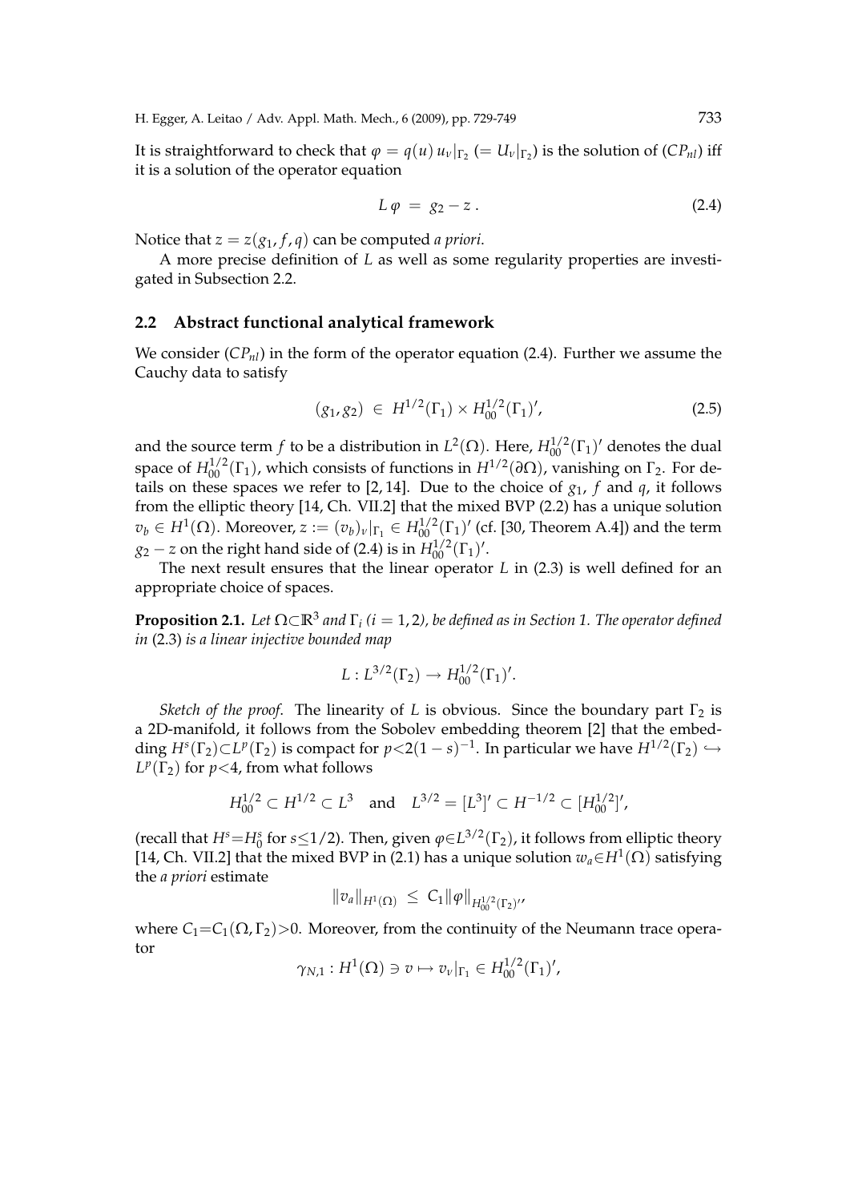It is straightforward to check that $\varphi = q(u)\, u_\nu|_{\Gamma_2}$ $(= U_\nu|_{\Gamma_2})$ is the solution of $(CP_{nl})$ iff it is a solution of the operator equation

$$L\,\varphi \;=\; g_2 - z\,. \tag{2.4}$$

Notice that $z = z(g_1, f, q)$ can be computed *a priori*.

A more precise definition of $L$ as well as some regularity properties are investigated in Subsection 2.2.

### 2.2 Abstract functional analytical framework

We consider $(CP_{nl})$ in the form of the operator equation (2.4). Further we assume the Cauchy data to satisfy

$$(g_1, g_2) \;\in\; H^{1/2}(\Gamma_1) \times H^{1/2}_{00}(\Gamma_1)', \tag{2.5}$$

and the source term $f$ to be a distribution in $L^2(\Omega)$. Here, $H^{1/2}_{00}(\Gamma_1)'$ denotes the dual space of $H^{1/2}_{00}(\Gamma_1)$, which consists of functions in $H^{1/2}(\partial\Omega)$, vanishing on $\Gamma_2$. For details on these spaces we refer to [2, 14]. Due to the choice of $g_1$, $f$ and $q$, it follows from the elliptic theory [14, Ch. VII.2] that the mixed BVP (2.2) has a unique solution $v_b \in H^1(\Omega)$. Moreover, $z := (v_b)_\nu|_{\Gamma_1} \in H^{1/2}_{00}(\Gamma_1)'$ (cf. [30, Theorem A.4]) and the term $g_2 - z$ on the right hand side of (2.4) is in $H^{1/2}_{00}(\Gamma_1)'$.

The next result ensures that the linear operator $L$ in (2.3) is well defined for an appropriate choice of spaces.

**Proposition 2.1.** *Let $\Omega \subset \mathbb{R}^3$ and $\Gamma_i$ ($i = 1, 2$), be defined as in Section 1. The operator defined in* (2.3) *is a linear injective bounded map*

$$L : L^{3/2}(\Gamma_2) \to H^{1/2}_{00}(\Gamma_1)'.$$

*Sketch of the proof.* The linearity of $L$ is obvious. Since the boundary part $\Gamma_2$ is a 2D-manifold, it follows from the Sobolev embedding theorem [2] that the embedding $H^s(\Gamma_2) \subset L^p(\Gamma_2)$ is compact for $p < 2(1-s)^{-1}$. In particular we have $H^{1/2}(\Gamma_2) \hookrightarrow L^p(\Gamma_2)$ for $p < 4$, from what follows

$$H^{1/2}_{00} \subset H^{1/2} \subset L^3 \quad \text{and} \quad L^{3/2} = [L^3]' \subset H^{-1/2} \subset [H^{1/2}_{00}]',$$

(recall that $H^s = H^s_0$ for $s \le 1/2$). Then, given $\varphi \in L^{3/2}(\Gamma_2)$, it follows from elliptic theory [14, Ch. VII.2] that the mixed BVP in (2.1) has a unique solution $w_a \in H^1(\Omega)$ satisfying the *a priori* estimate

$$\|v_a\|_{H^1(\Omega)} \;\le\; C_1 \|\varphi\|_{H^{1/2}_{00}(\Gamma_2)'},$$

where $C_1 = C_1(\Omega, \Gamma_2) > 0$. Moreover, from the continuity of the Neumann trace operator

$$\gamma_{N,1} : H^1(\Omega) \ni v \mapsto v_\nu|_{\Gamma_1} \in H^{1/2}_{00}(\Gamma_1)',$$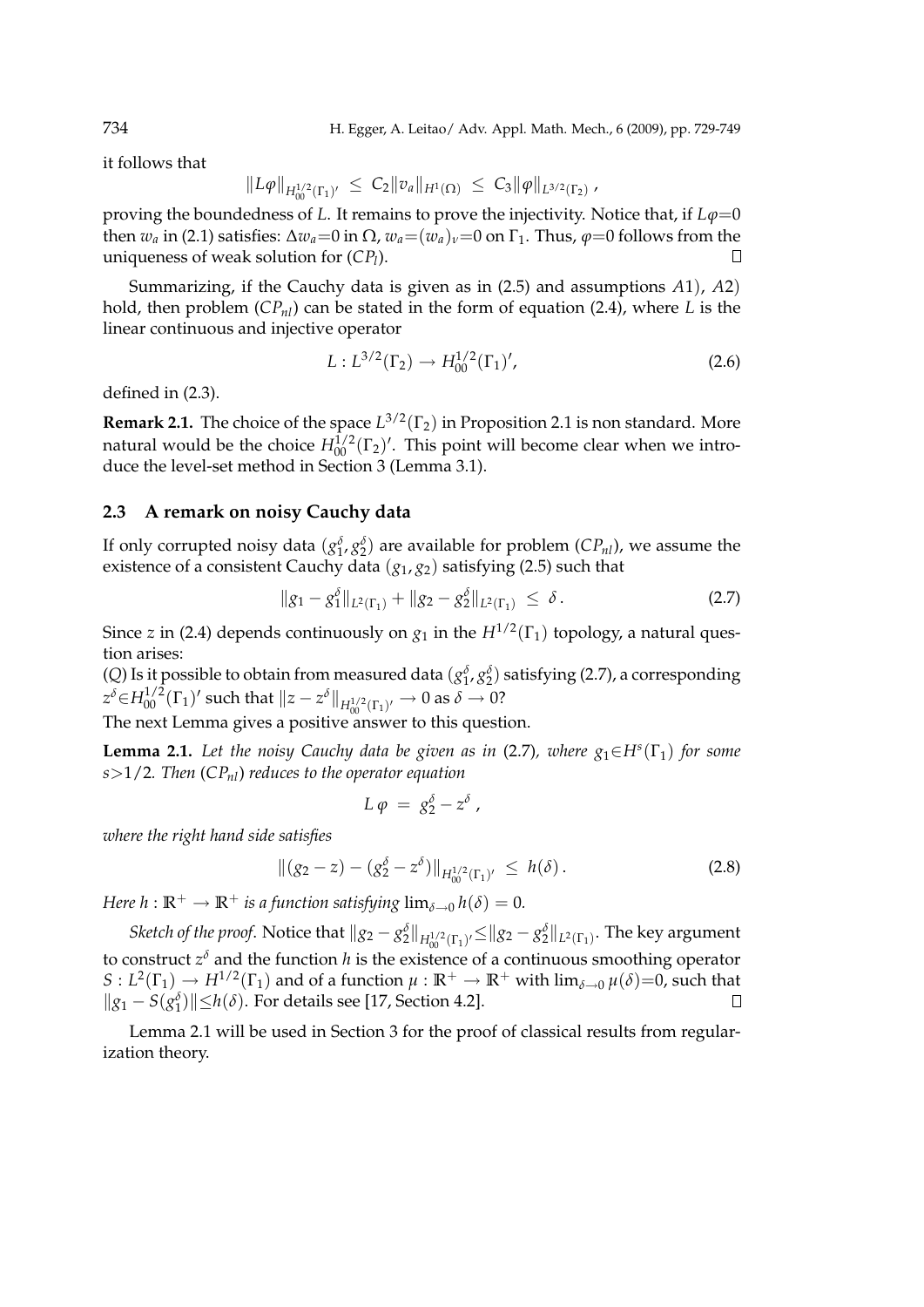it follows that

$$\|L\varphi\|_{H_{00}^{1/2}(\Gamma_1)'} \leq C_2 \|v_a\|_{H^1(\Omega)} \leq C_3 \|\varphi\|_{L^{3/2}(\Gamma_2)},$$

proving the boundedness of $L$. It remains to prove the injectivity. Notice that, if $L\varphi=0$ then $w_a$ in (2.1) satisfies: $\Delta w_a=0$ in $\Omega$, $w_a=(w_a)_\nu=0$ on $\Gamma_1$. Thus, $\varphi=0$ follows from the uniqueness of weak solution for $(CP_l)$. $\square$

Summarizing, if the Cauchy data is given as in (2.5) and assumptions $A1$), $A2$) hold, then problem $(CP_{nl})$ can be stated in the form of equation (2.4), where $L$ is the linear continuous and injective operator

$$L : L^{3/2}(\Gamma_2) \rightarrow H_{00}^{1/2}(\Gamma_1)', \tag{2.6}$$

defined in (2.3).

**Remark 2.1.** The choice of the space $L^{3/2}(\Gamma_2)$ in Proposition 2.1 is non standard. More natural would be the choice $H_{00}^{1/2}(\Gamma_2)'$. This point will become clear when we introduce the level-set method in Section 3 (Lemma 3.1).

### 2.3 A remark on noisy Cauchy data

If only corrupted noisy data $(g_1^\delta, g_2^\delta)$ are available for problem $(CP_{nl})$, we assume the existence of a consistent Cauchy data $(g_1, g_2)$ satisfying (2.5) such that

$$\|g_1 - g_1^\delta\|_{L^2(\Gamma_1)} + \|g_2 - g_2^\delta\|_{L^2(\Gamma_1)} \leq \delta. \tag{2.7}$$

Since $z$ in (2.4) depends continuously on $g_1$ in the $H^{1/2}(\Gamma_1)$ topology, a natural question arises:

$(Q)$ Is it possible to obtain from measured data $(g_1^\delta, g_2^\delta)$ satisfying (2.7), a corresponding $z^\delta \in H_{00}^{1/2}(\Gamma_1)'$ such that $\|z - z^\delta\|_{H_{00}^{1/2}(\Gamma_1)'} \rightarrow 0$ as $\delta \rightarrow 0$?

The next Lemma gives a positive answer to this question.

**Lemma 2.1.** *Let the noisy Cauchy data be given as in* (2.7)*, where $g_1 \in H^s(\Gamma_1)$ for some $s > 1/2$. Then $(CP_{nl})$ reduces to the operator equation*

$$L\,\varphi = g_2^\delta - z^\delta,$$

*where the right hand side satisfies*

$$\|(g_2 - z) - (g_2^\delta - z^\delta)\|_{H_{00}^{1/2}(\Gamma_1)'} \leq h(\delta). \tag{2.8}$$

*Here $h : \mathbb{R}^+ \rightarrow \mathbb{R}^+$ is a function satisfying $\lim_{\delta \to 0} h(\delta) = 0$.*

*Sketch of the proof.* Notice that $\|g_2 - g_2^\delta\|_{H_{00}^{1/2}(\Gamma_1)'} \leq \|g_2 - g_2^\delta\|_{L^2(\Gamma_1)}$. The key argument to construct $z^\delta$ and the function $h$ is the existence of a continuous smoothing operator $S : L^2(\Gamma_1) \rightarrow H^{1/2}(\Gamma_1)$ and of a function $\mu : \mathbb{R}^+ \rightarrow \mathbb{R}^+$ with $\lim_{\delta \to 0} \mu(\delta) = 0$, such that $\|g_1 - S(g_1^\delta)\| \leq h(\delta)$. For details see [17, Section 4.2]. $\square$

Lemma 2.1 will be used in Section 3 for the proof of classical results from regularization theory.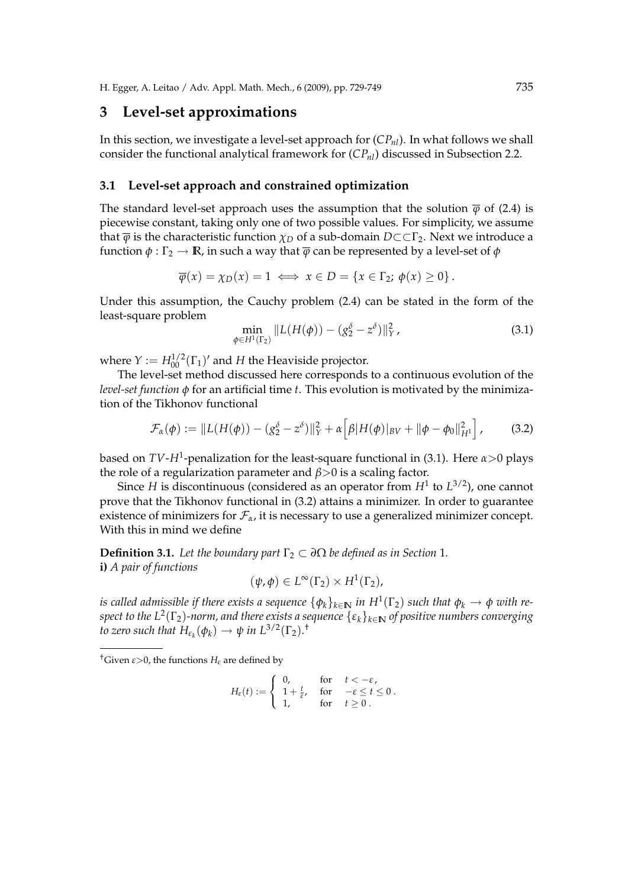# 3 Level-set approximations

In this section, we investigate a level-set approach for ($CP_{nl}$). In what follows we shall consider the functional analytical framework for ($CP_{nl}$) discussed in Subsection 2.2.

## 3.1 Level-set approach and constrained optimization

The standard level-set approach uses the assumption that the solution $\overline{\varphi}$ of (2.4) is piecewise constant, taking only one of two possible values. For simplicity, we assume that $\overline{\varphi}$ is the characteristic function $\chi_D$ of a sub-domain $D \subset\subset \Gamma_2$. Next we introduce a function $\phi : \Gamma_2 \to \mathbb{R}$, in such a way that $\overline{\varphi}$ can be represented by a level-set of $\phi$

$$\overline{\varphi}(x) = \chi_D(x) = 1 \iff x \in D = \{x \in \Gamma_2;\ \phi(x) \geq 0\}.$$

Under this assumption, the Cauchy problem (2.4) can be stated in the form of the least-square problem

$$\min_{\phi \in H^1(\Gamma_2)} \| L(H(\phi)) - (g_2^\delta - z^\delta) \|_Y^2, \tag{3.1}$$

where $Y := H_{00}^{1/2}(\Gamma_1)'$ and $H$ the Heaviside projector.

The level-set method discussed here corresponds to a continuous evolution of the *level-set function* $\phi$ for an artificial time $t$. This evolution is motivated by the minimization of the Tikhonov functional

$$\mathcal{F}_\alpha(\phi) := \| L(H(\phi)) - (g_2^\delta - z^\delta) \|_Y^2 + \alpha \Big[ \beta |H(\phi)|_{BV} + \| \phi - \phi_0 \|_{H^1}^2 \Big], \tag{3.2}$$

based on $TV$-$H^1$-penalization for the least-square functional in (3.1). Here $\alpha > 0$ plays the role of a regularization parameter and $\beta > 0$ is a scaling factor.

Since $H$ is discontinuous (considered as an operator from $H^1$ to $L^{3/2}$), one cannot prove that the Tikhonov functional in (3.2) attains a minimizer. In order to guarantee existence of minimizers for $\mathcal{F}_\alpha$, it is necessary to use a generalized minimizer concept. With this in mind we define

**Definition 3.1.** *Let the boundary part $\Gamma_2 \subset \partial\Omega$ be defined as in Section 1.*
**i)** *A pair of functions*

$$(\psi, \phi) \in L^\infty(\Gamma_2) \times H^1(\Gamma_2),$$

*is called admissible if there exists a sequence $\{\phi_k\}_{k \in \mathbb{N}}$ in $H^1(\Gamma_2)$ such that $\phi_k \to \phi$ with respect to the $L^2(\Gamma_2)$-norm, and there exists a sequence $\{\varepsilon_k\}_{k \in \mathbb{N}}$ of positive numbers converging to zero such that $H_{\varepsilon_k}(\phi_k) \to \psi$ in $L^{3/2}(\Gamma_2)$.*†

---

†Given $\varepsilon > 0$, the functions $H_\varepsilon$ are defined by

$$H_\varepsilon(t) := \begin{cases} 0, & \text{for} \quad t < -\varepsilon, \\ 1 + \frac{t}{\varepsilon}, & \text{for} \quad -\varepsilon \leq t \leq 0. \\ 1, & \text{for} \quad t \geq 0. \end{cases}$$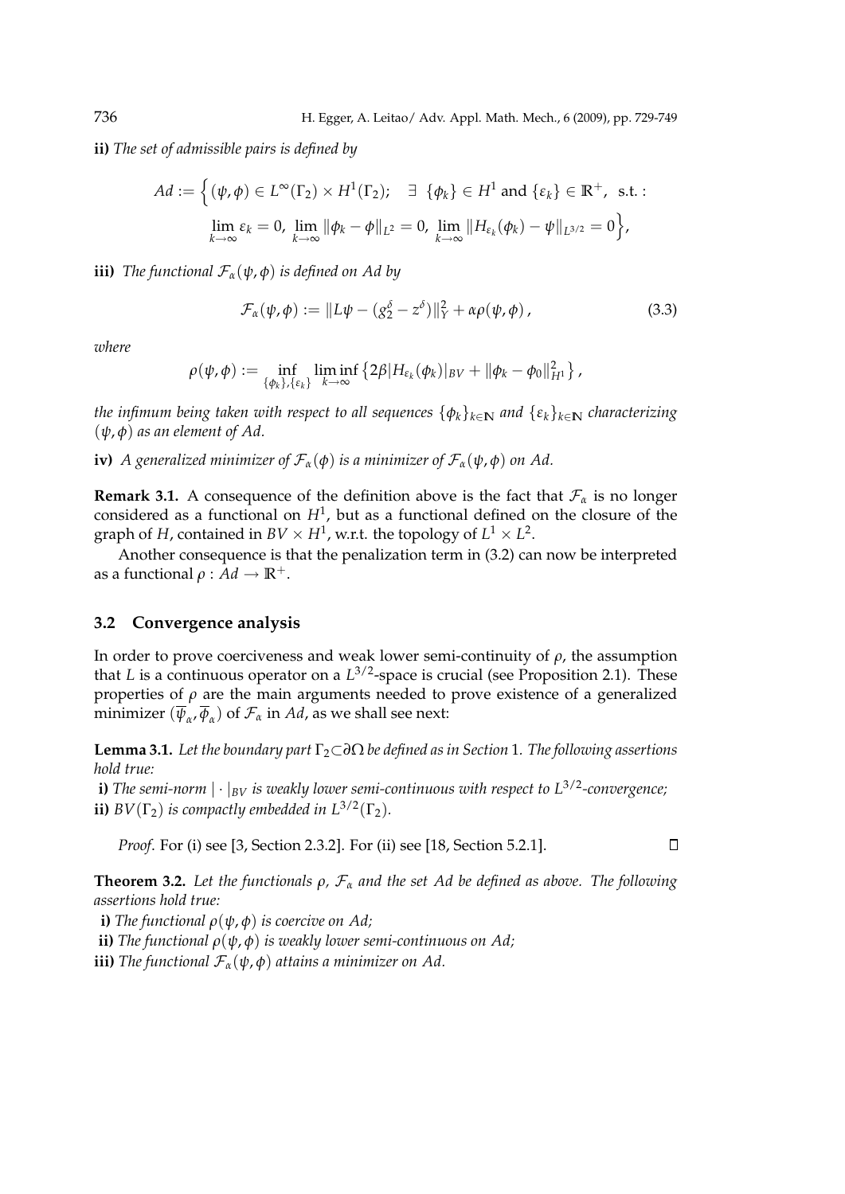**ii)** *The set of admissible pairs is defined by*

$$Ad := \Big\{ (\psi, \phi) \in L^\infty(\Gamma_2) \times H^1(\Gamma_2); \quad \exists \ \{\phi_k\} \in H^1 \text{ and } \{\varepsilon_k\} \in \mathbb{R}^+, \text{ s.t. :}$$
$$\lim_{k\to\infty} \varepsilon_k = 0, \ \lim_{k\to\infty} \|\phi_k - \phi\|_{L^2} = 0, \ \lim_{k\to\infty} \|H_{\varepsilon_k}(\phi_k) - \psi\|_{L^{3/2}} = 0 \Big\},$$

**iii)** *The functional $\mathcal{F}_\alpha(\psi, \phi)$ is defined on Ad by*

$$\mathcal{F}_\alpha(\psi, \phi) := \|L\psi - (g_2^\delta - z^\delta)\|_Y^2 + \alpha\rho(\psi, \phi)\,, \tag{3.3}$$

*where*

$$\rho(\psi, \phi) := \inf_{\{\phi_k\},\{\varepsilon_k\}} \liminf_{k\to\infty} \big\{ 2\beta |H_{\varepsilon_k}(\phi_k)|_{BV} + \|\phi_k - \phi_0\|_{H^1}^2 \big\}\,,$$

*the infimum being taken with respect to all sequences $\{\phi_k\}_{k\in\mathbb{N}}$ and $\{\varepsilon_k\}_{k\in\mathbb{N}}$ characterizing $(\psi, \phi)$ as an element of Ad.*

**iv)** *A generalized minimizer of $\mathcal{F}_\alpha(\phi)$ is a minimizer of $\mathcal{F}_\alpha(\psi, \phi)$ on Ad.*

**Remark 3.1.** A consequence of the definition above is the fact that $\mathcal{F}_\alpha$ is no longer considered as a functional on $H^1$, but as a functional defined on the closure of the graph of $H$, contained in $BV \times H^1$, w.r.t. the topology of $L^1 \times L^2$.

Another consequence is that the penalization term in (3.2) can now be interpreted as a functional $\rho : Ad \to \mathbb{R}^+$.

## 3.2 Convergence analysis

In order to prove coerciveness and weak lower semi-continuity of $\rho$, the assumption that $L$ is a continuous operator on a $L^{3/2}$-space is crucial (see Proposition 2.1). These properties of $\rho$ are the main arguments needed to prove existence of a generalized minimizer $(\overline{\psi}_\alpha, \overline{\phi}_\alpha)$ of $\mathcal{F}_\alpha$ in $Ad$, as we shall see next:

**Lemma 3.1.** *Let the boundary part $\Gamma_2 \subset \partial\Omega$ be defined as in Section 1. The following assertions hold true:*

**i)** *The semi-norm $|\cdot|_{BV}$ is weakly lower semi-continuous with respect to $L^{3/2}$-convergence;*

**ii)** *$BV(\Gamma_2)$ is compactly embedded in $L^{3/2}(\Gamma_2)$.*

*Proof.* For (i) see [3, Section 2.3.2]. For (ii) see [18, Section 5.2.1]. □

**Theorem 3.2.** *Let the functionals $\rho$, $\mathcal{F}_\alpha$ and the set Ad be defined as above. The following assertions hold true:*

**i)** *The functional $\rho(\psi, \phi)$ is coercive on Ad;*

**ii)** *The functional $\rho(\psi, \phi)$ is weakly lower semi-continuous on Ad;*

**iii)** *The functional $\mathcal{F}_\alpha(\psi, \phi)$ attains a minimizer on Ad.*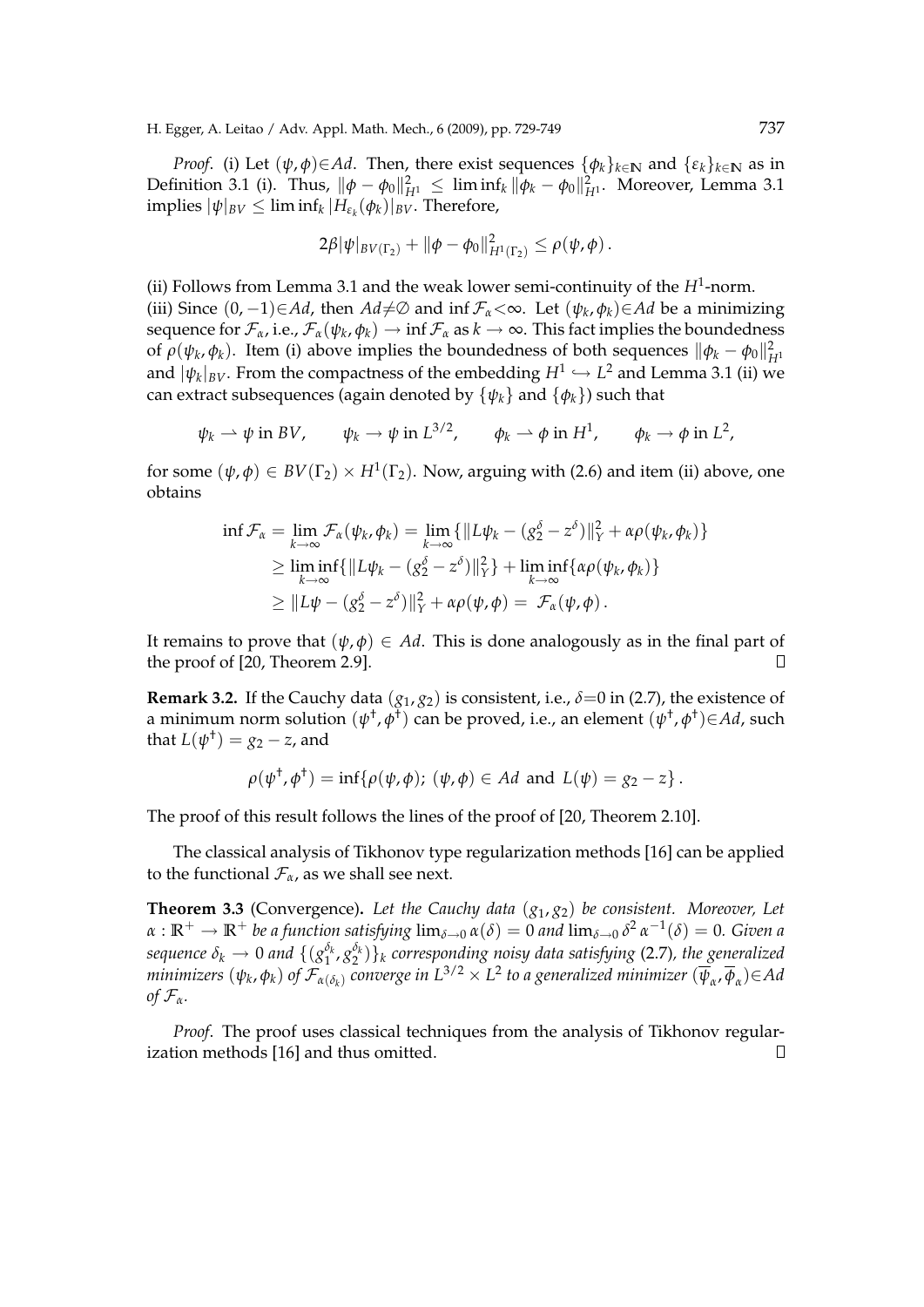*Proof.* (i) Let $(\psi, \phi) \in Ad$. Then, there exist sequences $\{\phi_k\}_{k\in\mathbb{N}}$ and $\{\varepsilon_k\}_{k\in\mathbb{N}}$ as in Definition 3.1 (i). Thus, $\|\phi - \phi_0\|^2_{H^1} \le \liminf_k \|\phi_k - \phi_0\|^2_{H^1}$. Moreover, Lemma 3.1 implies $|\psi|_{BV} \le \liminf_k |H_{\varepsilon_k}(\phi_k)|_{BV}$. Therefore,

$$2\beta|\psi|_{BV(\Gamma_2)} + \|\phi - \phi_0\|^2_{H^1(\Gamma_2)} \le \rho(\psi, \phi)\,.$$

(ii) Follows from Lemma 3.1 and the weak lower semi-continuity of the $H^1$-norm.
(iii) Since $(0, -1) \in Ad$, then $Ad \neq \emptyset$ and $\inf \mathcal{F}_\alpha < \infty$. Let $(\psi_k, \phi_k) \in Ad$ be a minimizing sequence for $\mathcal{F}_\alpha$, i.e., $\mathcal{F}_\alpha(\psi_k, \phi_k) \to \inf \mathcal{F}_\alpha$ as $k \to \infty$. This fact implies the boundedness of $\rho(\psi_k, \phi_k)$. Item (i) above implies the boundedness of both sequences $\|\phi_k - \phi_0\|^2_{H^1}$ and $|\psi_k|_{BV}$. From the compactness of the embedding $H^1 \hookrightarrow L^2$ and Lemma 3.1 (ii) we can extract subsequences (again denoted by $\{\psi_k\}$ and $\{\phi_k\}$) such that

$$\psi_k \rightharpoonup \psi \text{ in } BV, \qquad \psi_k \to \psi \text{ in } L^{3/2}, \qquad \phi_k \rightharpoonup \phi \text{ in } H^1, \qquad \phi_k \to \phi \text{ in } L^2,$$

for some $(\psi, \phi) \in BV(\Gamma_2) \times H^1(\Gamma_2)$. Now, arguing with (2.6) and item (ii) above, one obtains

$$\begin{aligned}
\inf \mathcal{F}_\alpha &= \lim_{k\to\infty} \mathcal{F}_\alpha(\psi_k, \phi_k) = \lim_{k\to\infty} \{\|L\psi_k - (g_2^\delta - z^\delta)\|^2_Y + \alpha\rho(\psi_k, \phi_k)\} \\
&\ge \liminf_{k\to\infty} \{\|L\psi_k - (g_2^\delta - z^\delta)\|^2_Y\} + \liminf_{k\to\infty} \{\alpha\rho(\psi_k, \phi_k)\} \\
&\ge \|L\psi - (g_2^\delta - z^\delta)\|^2_Y + \alpha\rho(\psi, \phi) = \mathcal{F}_\alpha(\psi, \phi)\,.
\end{aligned}$$

It remains to prove that $(\psi, \phi) \in Ad$. This is done analogously as in the final part of the proof of [20, Theorem 2.9]. $\square$

**Remark 3.2.** If the Cauchy data $(g_1, g_2)$ is consistent, i.e., $\delta = 0$ in (2.7), the existence of a minimum norm solution $(\psi^\dagger, \phi^\dagger)$ can be proved, i.e., an element $(\psi^\dagger, \phi^\dagger) \in Ad$, such that $L(\psi^\dagger) = g_2 - z$, and

$$\rho(\psi^\dagger, \phi^\dagger) = \inf\{\rho(\psi, \phi);\ (\psi, \phi) \in Ad \text{ and } L(\psi) = g_2 - z\}\,.$$

The proof of this result follows the lines of the proof of [20, Theorem 2.10].

The classical analysis of Tikhonov type regularization methods [16] can be applied to the functional $\mathcal{F}_\alpha$, as we shall see next.

**Theorem 3.3** (Convergence)**.** *Let the Cauchy data $(g_1, g_2)$ be consistent. Moreover, Let $\alpha : \mathbb{R}^+ \to \mathbb{R}^+$ be a function satisfying $\lim_{\delta\to 0} \alpha(\delta) = 0$ and $\lim_{\delta\to 0} \delta^2 \alpha^{-1}(\delta) = 0$. Given a sequence $\delta_k \to 0$ and $\{(g_1^{\delta_k}, g_2^{\delta_k})\}_k$ corresponding noisy data satisfying* (2.7)*, the generalized minimizers $(\psi_k, \phi_k)$ of $\mathcal{F}_{\alpha(\delta_k)}$ converge in $L^{3/2} \times L^2$ to a generalized minimizer $(\overline{\psi}_\alpha, \overline{\phi}_\alpha) \in Ad$ of $\mathcal{F}_\alpha$.*

*Proof.* The proof uses classical techniques from the analysis of Tikhonov regularization methods [16] and thus omitted. $\square$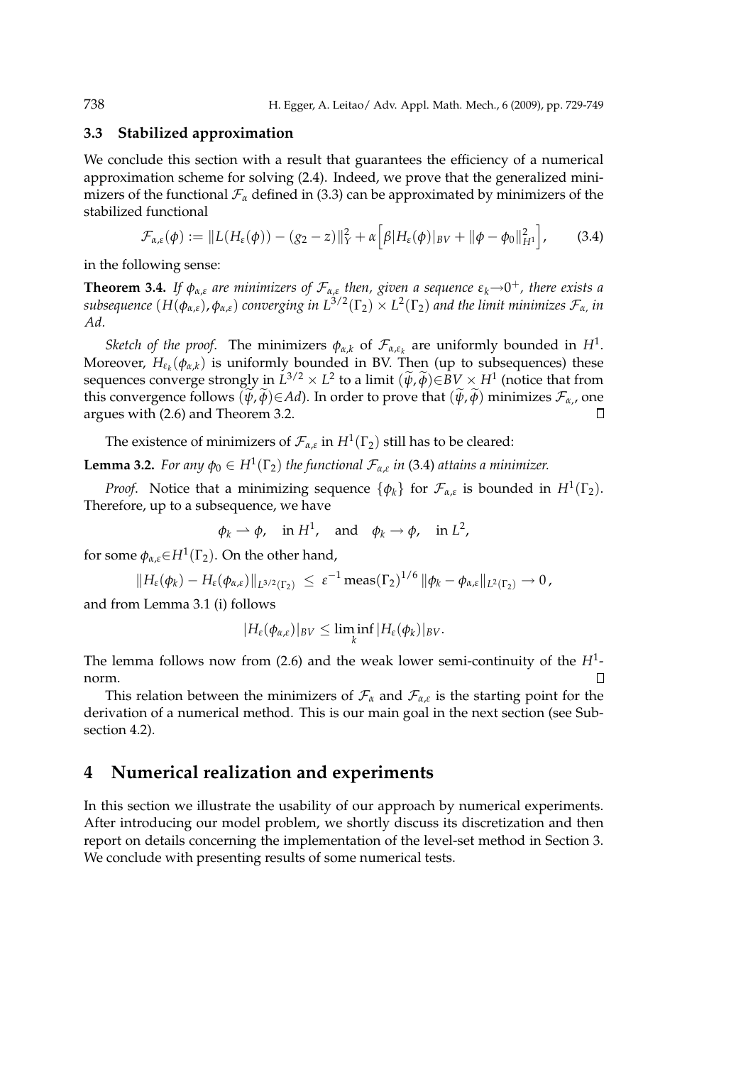### 3.3 Stabilized approximation

We conclude this section with a result that guarantees the efficiency of a numerical approximation scheme for solving (2.4). Indeed, we prove that the generalized minimizers of the functional $\mathcal{F}_\alpha$ defined in (3.3) can be approximated by minimizers of the stabilized functional

$$\mathcal{F}_{\alpha,\varepsilon}(\phi) := \|L(H_\varepsilon(\phi)) - (g_2 - z)\|_Y^2 + \alpha\Big[\beta|H_\varepsilon(\phi)|_{BV} + \|\phi - \phi_0\|_{H^1}^2\Big], \tag{3.4}$$

in the following sense:

**Theorem 3.4.** *If $\phi_{\alpha,\varepsilon}$ are minimizers of $\mathcal{F}_{\alpha,\varepsilon}$ then, given a sequence $\varepsilon_k \to 0^+$, there exists a subsequence $(H(\phi_{\alpha,\varepsilon}), \phi_{\alpha,\varepsilon})$ converging in $L^{3/2}(\Gamma_2) \times L^2(\Gamma_2)$ and the limit minimizes $\mathcal{F}_\alpha$, in Ad.*

*Sketch of the proof.* The minimizers $\phi_{\alpha,k}$ of $\mathcal{F}_{\alpha,\varepsilon_k}$ are uniformly bounded in $H^1$. Moreover, $H_{\varepsilon_k}(\phi_{\alpha,k})$ is uniformly bounded in BV. Then (up to subsequences) these sequences converge strongly in $L^{3/2} \times L^2$ to a limit $(\widetilde{\psi}, \widetilde{\phi}) \in BV \times H^1$ (notice that from this convergence follows $(\widetilde{\psi}, \widetilde{\phi}) \in Ad$). In order to prove that $(\widetilde{\psi}, \widetilde{\phi})$ minimizes $\mathcal{F}_{\alpha}$, one argues with (2.6) and Theorem 3.2. $\square$

The existence of minimizers of $\mathcal{F}_{\alpha,\varepsilon}$ in $H^1(\Gamma_2)$ still has to be cleared:

**Lemma 3.2.** *For any $\phi_0 \in H^1(\Gamma_2)$ the functional $\mathcal{F}_{\alpha,\varepsilon}$ in* (3.4) *attains a minimizer.*

*Proof.* Notice that a minimizing sequence $\{\phi_k\}$ for $\mathcal{F}_{\alpha,\varepsilon}$ is bounded in $H^1(\Gamma_2)$. Therefore, up to a subsequence, we have

$$\phi_k \rightharpoonup \phi, \quad \text{in } H^1, \quad \text{and} \quad \phi_k \to \phi, \quad \text{in } L^2,$$

for some $\phi_{\alpha,\varepsilon} \in H^1(\Gamma_2)$. On the other hand,

$$\|H_\varepsilon(\phi_k) - H_\varepsilon(\phi_{\alpha,\varepsilon})\|_{L^{3/2}(\Gamma_2)} \le \varepsilon^{-1}\,\mathrm{meas}(\Gamma_2)^{1/6}\,\|\phi_k - \phi_{\alpha,\varepsilon}\|_{L^2(\Gamma_2)} \to 0\,,$$

and from Lemma 3.1 (i) follows

$$|H_\varepsilon(\phi_{\alpha,\varepsilon})|_{BV} \le \liminf_k |H_\varepsilon(\phi_k)|_{BV}.$$

The lemma follows now from (2.6) and the weak lower semi-continuity of the $H^1$-norm. $\square$

This relation between the minimizers of $\mathcal{F}_\alpha$ and $\mathcal{F}_{\alpha,\varepsilon}$ is the starting point for the derivation of a numerical method. This is our main goal in the next section (see Subsection 4.2).

## 4 Numerical realization and experiments

In this section we illustrate the usability of our approach by numerical experiments. After introducing our model problem, we shortly discuss its discretization and then report on details concerning the implementation of the level-set method in Section 3. We conclude with presenting results of some numerical tests.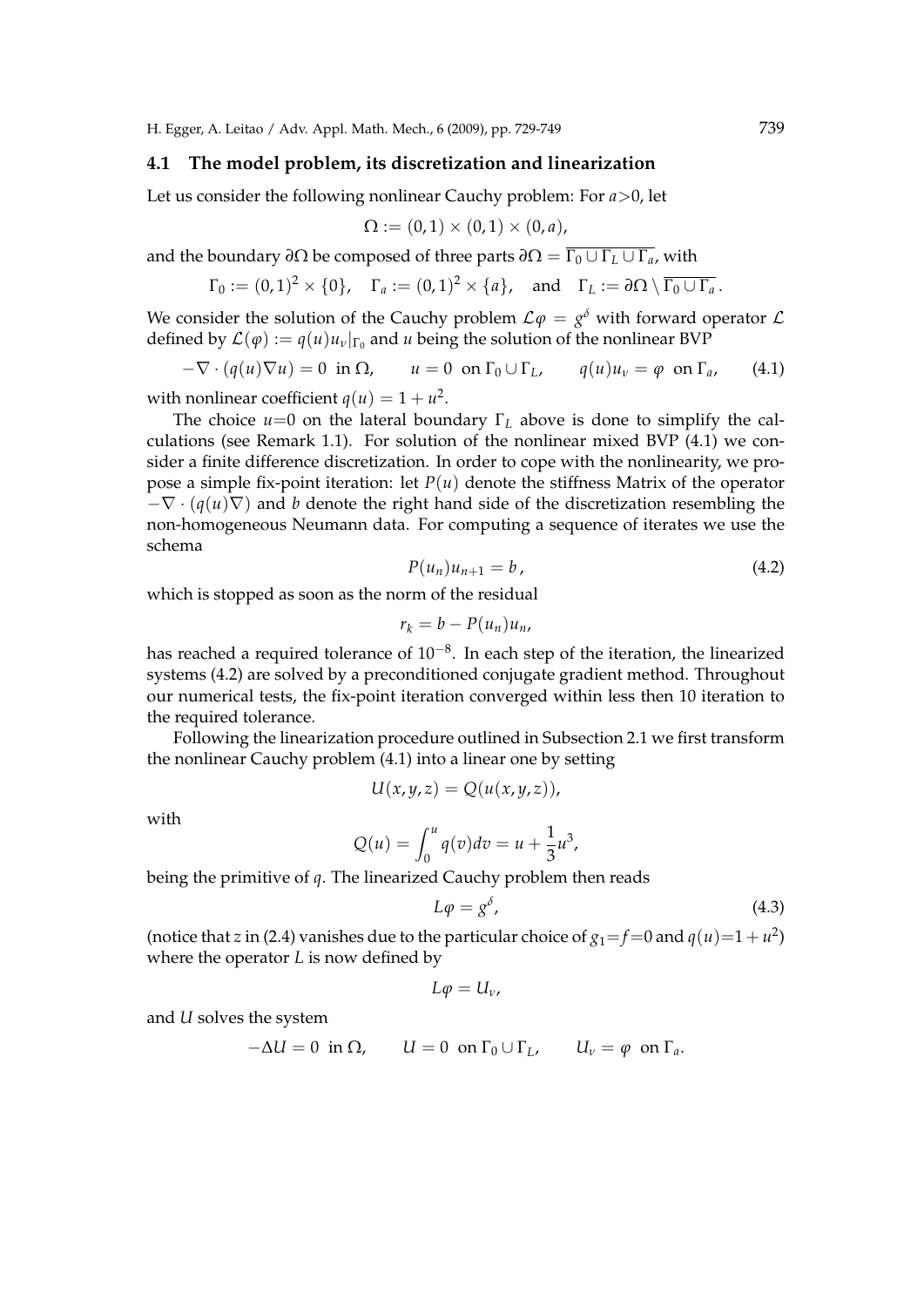### 4.1 The model problem, its discretization and linearization

Let us consider the following nonlinear Cauchy problem: For $a>0$, let

$$\Omega := (0,1) \times (0,1) \times (0,a),$$

and the boundary $\partial\Omega$ be composed of three parts $\partial\Omega = \overline{\Gamma_0 \cup \Gamma_L \cup \Gamma_a}$, with

$$\Gamma_0 := (0,1)^2 \times \{0\}, \quad \Gamma_a := (0,1)^2 \times \{a\}, \quad \text{and} \quad \Gamma_L := \partial\Omega \setminus \overline{\Gamma_0 \cup \Gamma_a}.$$

We consider the solution of the Cauchy problem $\mathcal{L}\varphi = g^\delta$ with forward operator $\mathcal{L}$ defined by $\mathcal{L}(\varphi) := q(u)u_\nu|_{\Gamma_0}$ and $u$ being the solution of the nonlinear BVP

$$-\nabla \cdot (q(u)\nabla u) = 0 \ \text{ in } \Omega, \qquad u = 0 \ \text{ on } \Gamma_0 \cup \Gamma_L, \qquad q(u)u_\nu = \varphi \ \text{ on } \Gamma_a, \tag{4.1}$$

with nonlinear coefficient $q(u) = 1 + u^2$.

The choice $u$=0 on the lateral boundary $\Gamma_L$ above is done to simplify the calculations (see Remark 1.1). For solution of the nonlinear mixed BVP (4.1) we consider a finite difference discretization. In order to cope with the nonlinearity, we propose a simple fix-point iteration: let $P(u)$ denote the stiffness Matrix of the operator $-\nabla \cdot (q(u)\nabla)$ and $b$ denote the right hand side of the discretization resembling the non-homogeneous Neumann data. For computing a sequence of iterates we use the schema

$$P(u_n)u_{n+1} = b\,, \tag{4.2}$$

which is stopped as soon as the norm of the residual

$$r_k = b - P(u_n)u_n,$$

has reached a required tolerance of $10^{-8}$. In each step of the iteration, the linearized systems (4.2) are solved by a preconditioned conjugate gradient method. Throughout our numerical tests, the fix-point iteration converged within less then 10 iteration to the required tolerance.

Following the linearization procedure outlined in Subsection 2.1 we first transform the nonlinear Cauchy problem (4.1) into a linear one by setting

$$U(x,y,z) = Q(u(x,y,z)),$$

with

$$Q(u) = \int_0^u q(v)dv = u + \frac{1}{3}u^3,$$

being the primitive of $q$. The linearized Cauchy problem then reads

$$L\varphi = g^\delta, \tag{4.3}$$

(notice that $z$ in (2.4) vanishes due to the particular choice of $g_1$=$f$=0 and $q(u)$=$1+u^2$) where the operator $L$ is now defined by

$$L\varphi = U_\nu,$$

and $U$ solves the system

$$-\Delta U = 0 \ \text{ in } \Omega, \qquad U = 0 \ \text{ on } \Gamma_0 \cup \Gamma_L, \qquad U_\nu = \varphi \ \text{ on } \Gamma_a.$$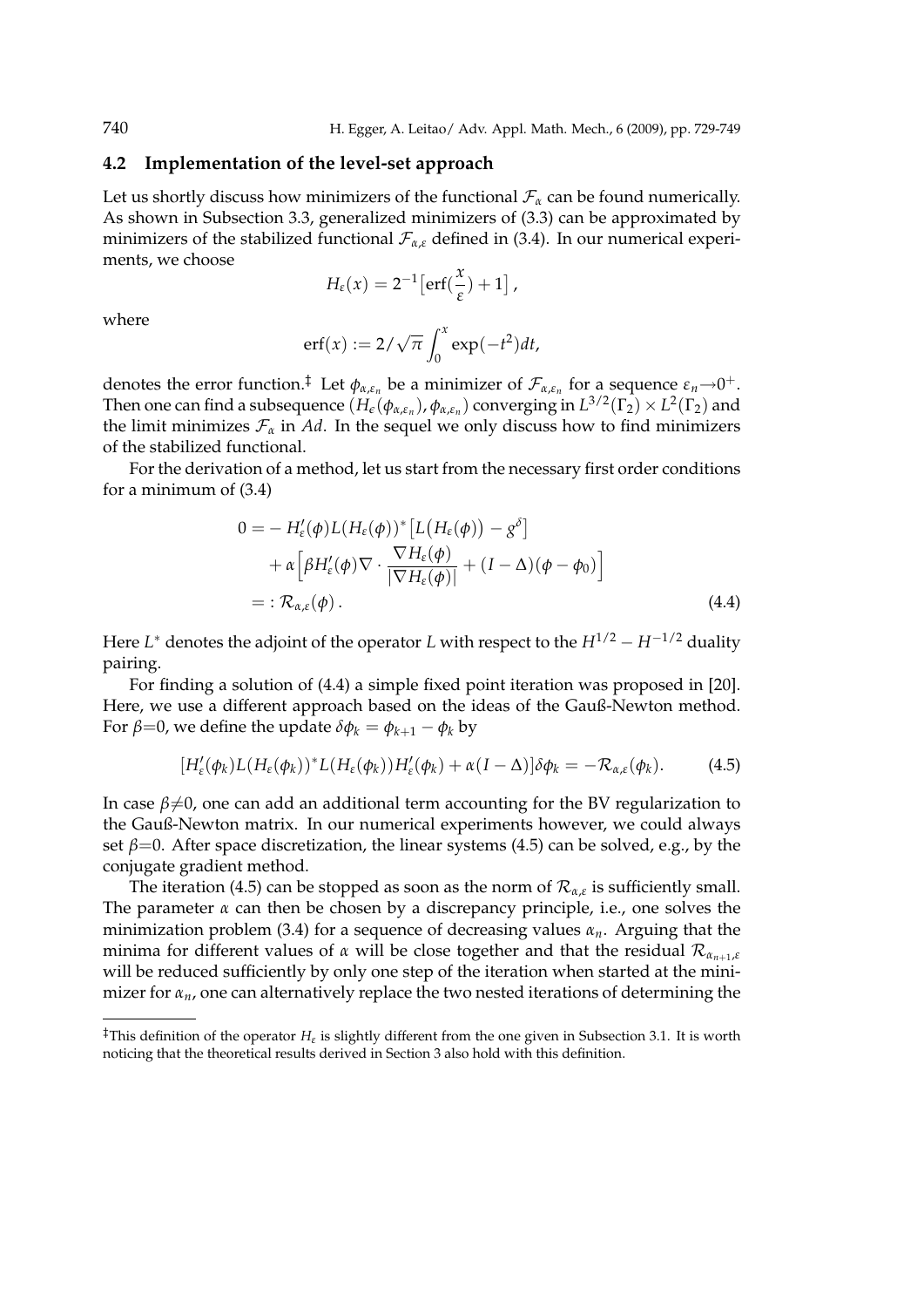### 4.2 Implementation of the level-set approach

Let us shortly discuss how minimizers of the functional $\mathcal{F}_\alpha$ can be found numerically. As shown in Subsection 3.3, generalized minimizers of (3.3) can be approximated by minimizers of the stabilized functional $\mathcal{F}_{\alpha,\varepsilon}$ defined in (3.4). In our numerical experiments, we choose

$$H_\varepsilon(x) = 2^{-1}\big[\mathrm{erf}(\frac{x}{\varepsilon}) + 1\big]\,,$$

where

$$\mathrm{erf}(x) := 2/\sqrt{\pi}\int_0^x \exp(-t^2)dt,$$

denotes the error function.[‡] Let $\phi_{\alpha,\varepsilon_n}$ be a minimizer of $\mathcal{F}_{\alpha,\varepsilon_n}$ for a sequence $\varepsilon_n \to 0^+$. Then one can find a subsequence $(H_\varepsilon(\phi_{\alpha,\varepsilon_n}), \phi_{\alpha,\varepsilon_n})$ converging in $L^{3/2}(\Gamma_2) \times L^2(\Gamma_2)$ and the limit minimizes $\mathcal{F}_\alpha$ in $Ad$. In the sequel we only discuss how to find minimizers of the stabilized functional.

For the derivation of a method, let us start from the necessary first order conditions for a minimum of (3.4)

$$\begin{aligned}
0 =& -H_\varepsilon'(\phi) L(H_\varepsilon(\phi))^*\big[L\big(H_\varepsilon(\phi)\big) - g^\delta\big] \\
&+ \alpha\Big[\beta H_\varepsilon'(\phi)\nabla \cdot \frac{\nabla H_\varepsilon(\phi)}{|\nabla H_\varepsilon(\phi)|} + (I-\Delta)(\phi - \phi_0)\Big] \\
=&: \mathcal{R}_{\alpha,\varepsilon}(\phi)\,.
\end{aligned} \tag{4.4}$$

Here $L^*$ denotes the adjoint of the operator $L$ with respect to the $H^{1/2} - H^{-1/2}$ duality pairing.

For finding a solution of (4.4) a simple fixed point iteration was proposed in [20]. Here, we use a different approach based on the ideas of the Gauß-Newton method. For $\beta=0$, we define the update $\delta\phi_k = \phi_{k+1} - \phi_k$ by

$$[H_\varepsilon'(\phi_k) L(H_\varepsilon(\phi_k))^* L(H_\varepsilon(\phi_k)) H_\varepsilon'(\phi_k) + \alpha(I - \Delta)]\delta\phi_k = -\mathcal{R}_{\alpha,\varepsilon}(\phi_k). \tag{4.5}$$

In case $\beta \neq 0$, one can add an additional term accounting for the BV regularization to the Gauß-Newton matrix. In our numerical experiments however, we could always set $\beta=0$. After space discretization, the linear systems (4.5) can be solved, e.g., by the conjugate gradient method.

The iteration (4.5) can be stopped as soon as the norm of $\mathcal{R}_{\alpha,\varepsilon}$ is sufficiently small. The parameter $\alpha$ can then be chosen by a discrepancy principle, i.e., one solves the minimization problem (3.4) for a sequence of decreasing values $\alpha_n$. Arguing that the minima for different values of $\alpha$ will be close together and that the residual $\mathcal{R}_{\alpha_{n+1},\varepsilon}$ will be reduced sufficiently by only one step of the iteration when started at the minimizer for $\alpha_n$, one can alternatively replace the two nested iterations of determining the

[‡]This definition of the operator $H_\varepsilon$ is slightly different from the one given in Subsection 3.1. It is worth noticing that the theoretical results derived in Section 3 also hold with this definition.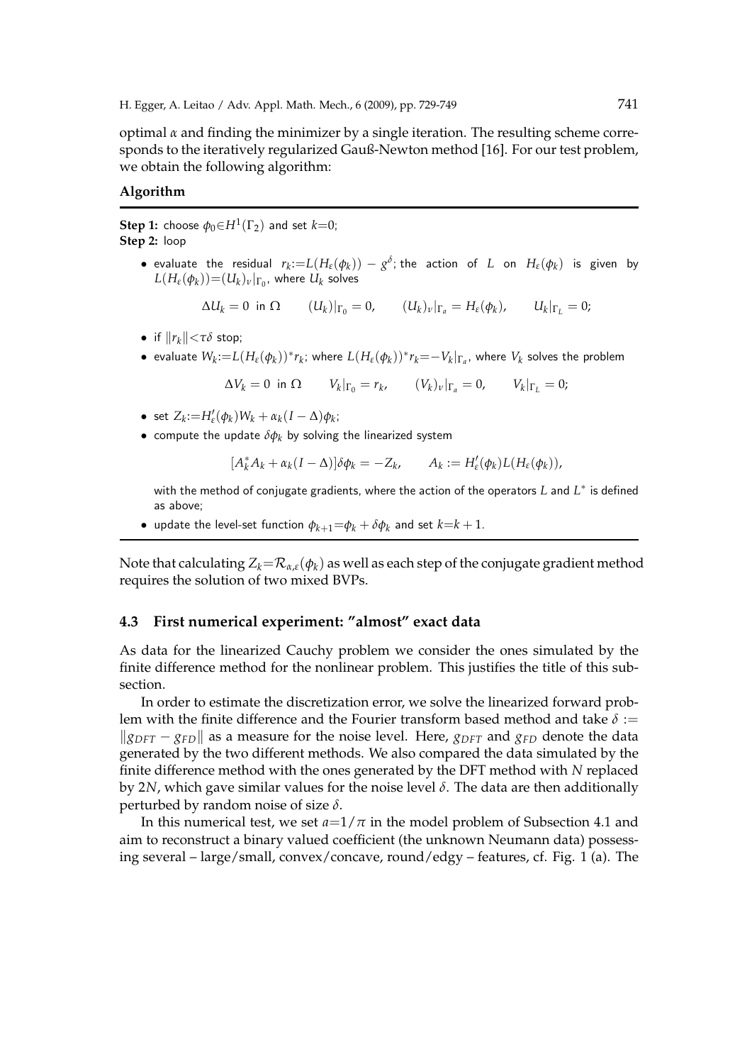optimal $\alpha$ and finding the minimizer by a single iteration. The resulting scheme corresponds to the iteratively regularized Gauß-Newton method [16]. For our test problem, we obtain the following algorithm:

**Algorithm**

---

**Step 1:** choose $\phi_0 \in H^1(\Gamma_2)$ and set $k{=}0$;
**Step 2:** loop

- evaluate the residual $r_k{:=}L(H_\varepsilon(\phi_k)) - g^\delta$; the action of $L$ on $H_\varepsilon(\phi_k)$ is given by $L(H_\varepsilon(\phi_k)){=}(U_k)_\nu|_{\Gamma_0}$, where $U_k$ solves

$$\Delta U_k = 0 \ \text{ in } \Omega \qquad (U_k)|_{\Gamma_0} = 0, \qquad (U_k)_\nu|_{\Gamma_a} = H_\varepsilon(\phi_k), \qquad U_k|_{\Gamma_L} = 0;$$

- if $\|r_k\| {<} \tau\delta$ stop;
- evaluate $W_k{:=}L(H_\varepsilon(\phi_k))^* r_k$; where $L(H_\varepsilon(\phi_k))^* r_k {=} {-}V_k|_{\Gamma_a}$, where $V_k$ solves the problem

$$\Delta V_k = 0 \ \text{ in } \Omega \qquad V_k|_{\Gamma_0} = r_k, \qquad (V_k)_\nu|_{\Gamma_a} = 0, \qquad V_k|_{\Gamma_L} = 0;$$

- set $Z_k{:=}H'_\varepsilon(\phi_k) W_k + \alpha_k (I - \Delta)\phi_k$;
- compute the update $\delta\phi_k$ by solving the linearized system

$$[A_k^* A_k + \alpha_k (I - \Delta)]\delta\phi_k = -Z_k, \qquad A_k := H'_\varepsilon(\phi_k) L(H_\varepsilon(\phi_k)),$$

with the method of conjugate gradients, where the action of the operators $L$ and $L^*$ is defined as above;

- update the level-set function $\phi_{k+1}{=}\phi_k + \delta\phi_k$ and set $k{=}k+1$.

---

Note that calculating $Z_k{=}\mathcal{R}_{\alpha,\varepsilon}(\phi_k)$ as well as each step of the conjugate gradient method requires the solution of two mixed BVPs.

### 4.3 First numerical experiment: "almost" exact data

As data for the linearized Cauchy problem we consider the ones simulated by the finite difference method for the nonlinear problem. This justifies the title of this subsection.

In order to estimate the discretization error, we solve the linearized forward problem with the finite difference and the Fourier transform based method and take $\delta := \|g_{DFT} - g_{FD}\|$ as a measure for the noise level. Here, $g_{DFT}$ and $g_{FD}$ denote the data generated by the two different methods. We also compared the data simulated by the finite difference method with the ones generated by the DFT method with $N$ replaced by $2N$, which gave similar values for the noise level $\delta$. The data are then additionally perturbed by random noise of size $\delta$.

In this numerical test, we set $a{=}1/\pi$ in the model problem of Subsection 4.1 and aim to reconstruct a binary valued coefficient (the unknown Neumann data) possessing several – large/small, convex/concave, round/edgy – features, cf. Fig. 1 (a). The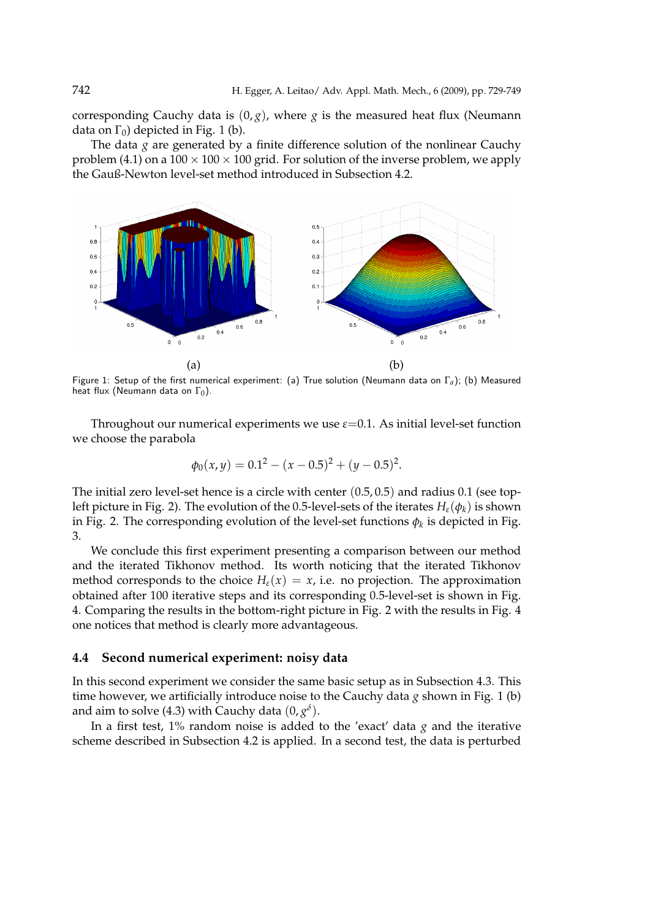corresponding Cauchy data is $(0, g)$, where $g$ is the measured heat flux (Neumann data on $\Gamma_0$) depicted in Fig. 1 (b).

The data $g$ are generated by a finite difference solution of the nonlinear Cauchy problem (4.1) on a $100 \times 100 \times 100$ grid. For solution of the inverse problem, we apply the Gauß-Newton level-set method introduced in Subsection 4.2.

(a) (b)

Figure 1: Setup of the first numerical experiment: (a) True solution (Neumann data on $\Gamma_a$); (b) Measured heat flux (Neumann data on $\Gamma_0$).

Throughout our numerical experiments we use $\varepsilon$=0.1. As initial level-set function we choose the parabola

$$\phi_0(x, y) = 0.1^2 - (x - 0.5)^2 + (y - 0.5)^2.$$

The initial zero level-set hence is a circle with center $(0.5, 0.5)$ and radius 0.1 (see top-left picture in Fig. 2). The evolution of the 0.5-level-sets of the iterates $H_\varepsilon(\phi_k)$ is shown in Fig. 2. The corresponding evolution of the level-set functions $\phi_k$ is depicted in Fig. 3.

We conclude this first experiment presenting a comparison between our method and the iterated Tikhonov method. Its worth noticing that the iterated Tikhonov method corresponds to the choice $H_\varepsilon(x) = x$, i.e. no projection. The approximation obtained after 100 iterative steps and its corresponding 0.5-level-set is shown in Fig. 4. Comparing the results in the bottom-right picture in Fig. 2 with the results in Fig. 4 one notices that method is clearly more advantageous.

### 4.4 Second numerical experiment: noisy data

In this second experiment we consider the same basic setup as in Subsection 4.3. This time however, we artificially introduce noise to the Cauchy data $g$ shown in Fig. 1 (b) and aim to solve (4.3) with Cauchy data $(0, g^\delta)$.

In a first test, 1% random noise is added to the 'exact' data $g$ and the iterative scheme described in Subsection 4.2 is applied. In a second test, the data is perturbed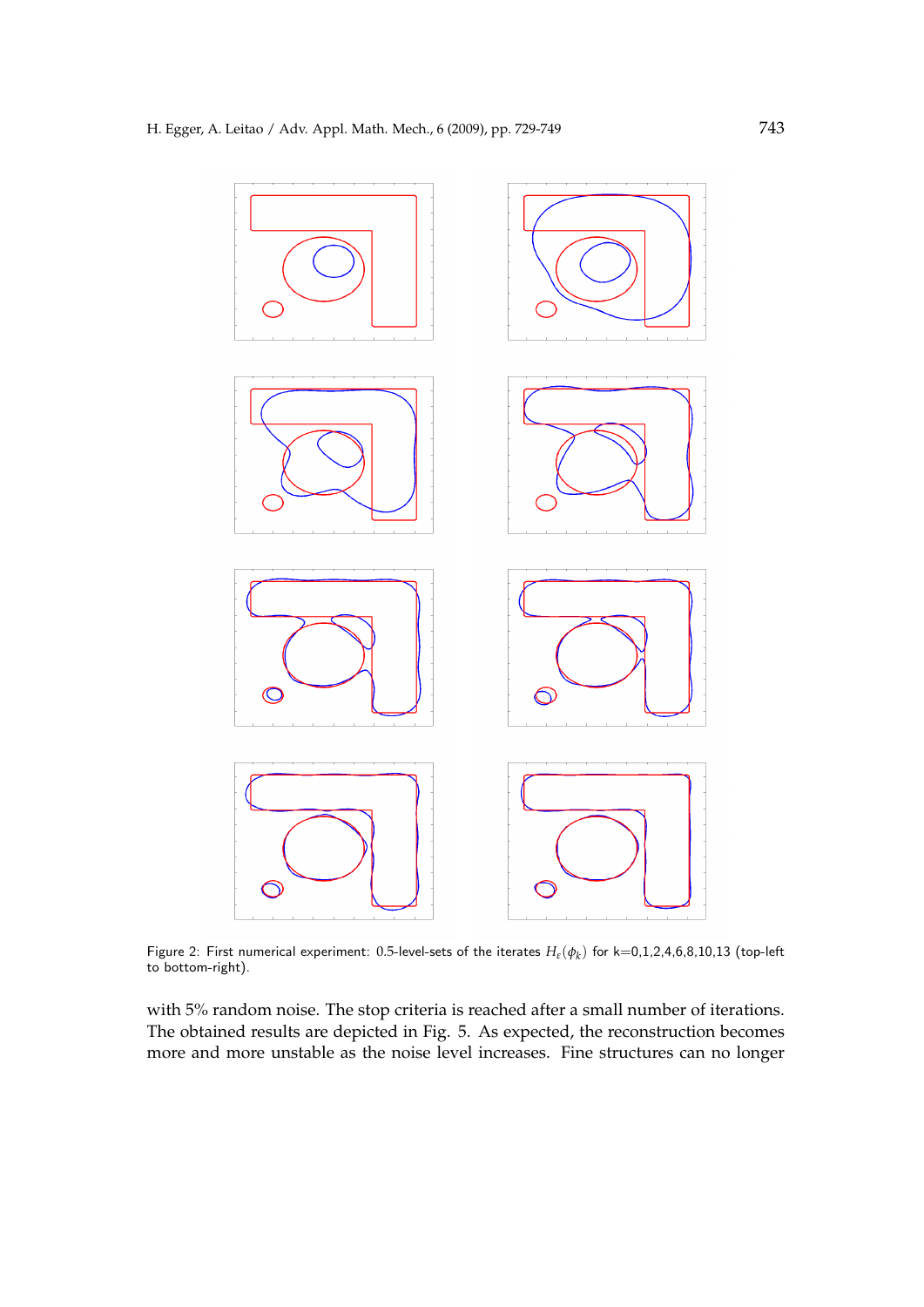Figure 2: First numerical experiment: 0.5-level-sets of the iterates $H_\varepsilon(\phi_k)$ for k=0,1,2,4,6,8,10,13 (top-left to bottom-right).

with 5% random noise. The stop criteria is reached after a small number of iterations. The obtained results are depicted in Fig. 5. As expected, the reconstruction becomes more and more unstable as the noise level increases. Fine structures can no longer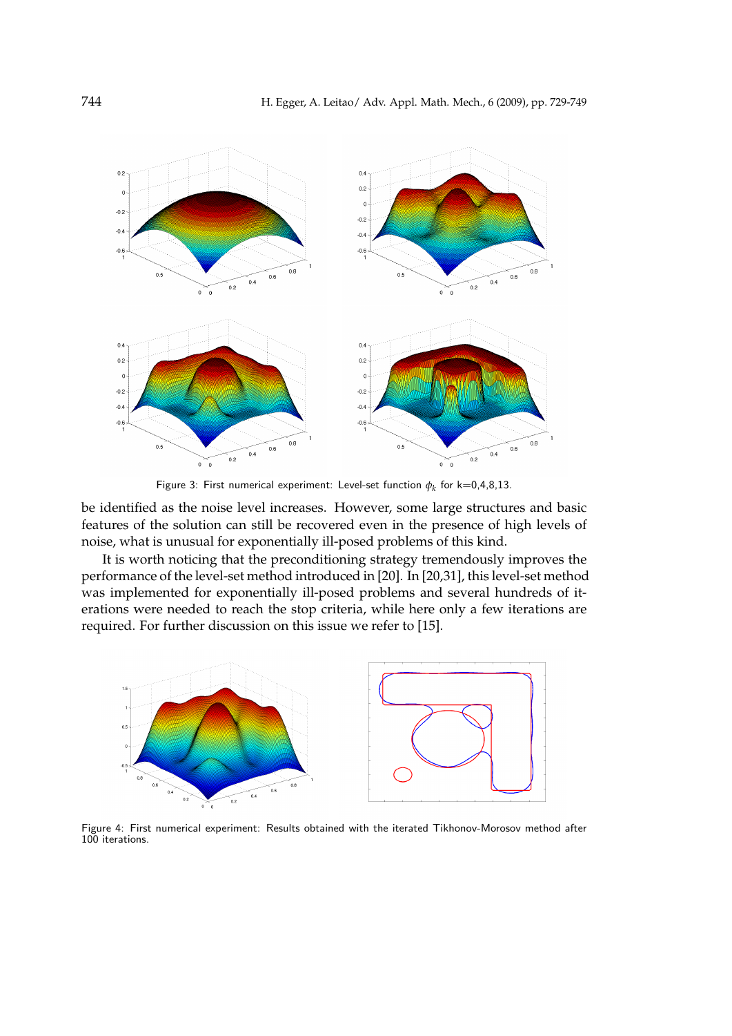Figure 3: First numerical experiment: Level-set function $\phi_k$ for k=0,4,8,13.

be identified as the noise level increases. However, some large structures and basic features of the solution can still be recovered even in the presence of high levels of noise, what is unusual for exponentially ill-posed problems of this kind.

It is worth noticing that the preconditioning strategy tremendously improves the performance of the level-set method introduced in [20]. In [20,31], this level-set method was implemented for exponentially ill-posed problems and several hundreds of iterations were needed to reach the stop criteria, while here only a few iterations are required. For further discussion on this issue we refer to [15].

Figure 4: First numerical experiment: Results obtained with the iterated Tikhonov-Morosov method after 100 iterations.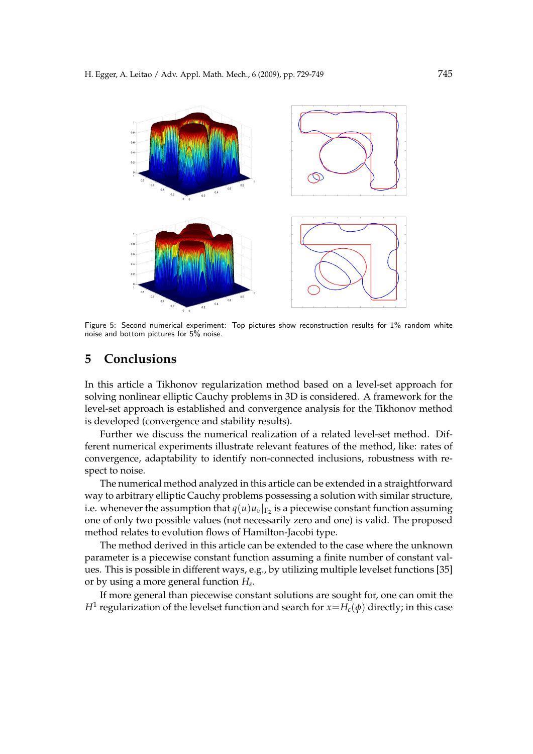Figure 5: Second numerical experiment: Top pictures show reconstruction results for 1% random white noise and bottom pictures for 5% noise.

## 5 Conclusions

In this article a Tikhonov regularization method based on a level-set approach for solving nonlinear elliptic Cauchy problems in 3D is considered. A framework for the level-set approach is established and convergence analysis for the Tikhonov method is developed (convergence and stability results).

Further we discuss the numerical realization of a related level-set method. Different numerical experiments illustrate relevant features of the method, like: rates of convergence, adaptability to identify non-connected inclusions, robustness with respect to noise.

The numerical method analyzed in this article can be extended in a straightforward way to arbitrary elliptic Cauchy problems possessing a solution with similar structure, i.e. whenever the assumption that $q(u)u_\nu|_{\Gamma_2}$ is a piecewise constant function assuming one of only two possible values (not necessarily zero and one) is valid. The proposed method relates to evolution flows of Hamilton-Jacobi type.

The method derived in this article can be extended to the case where the unknown parameter is a piecewise constant function assuming a finite number of constant values. This is possible in different ways, e.g., by utilizing multiple levelset functions [35] or by using a more general function $H_\varepsilon$.

If more general than piecewise constant solutions are sought for, one can omit the $H^1$ regularization of the levelset function and search for $x = H_\varepsilon(\phi)$ directly; in this case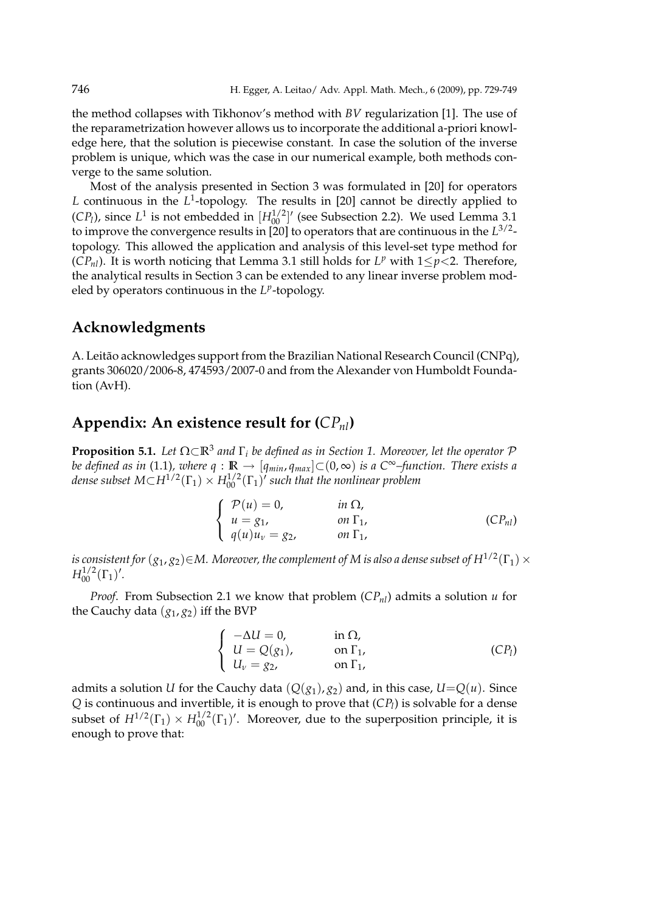the method collapses with Tikhonov's method with $BV$ regularization [1]. The use of the reparametrization however allows us to incorporate the additional a-priori knowledge here, that the solution is piecewise constant. In case the solution of the inverse problem is unique, which was the case in our numerical example, both methods converge to the same solution.

Most of the analysis presented in Section 3 was formulated in [20] for operators $L$ continuous in the $L^1$-topology. The results in [20] cannot be directly applied to $(CP_l)$, since $L^1$ is not embedded in $[H_{00}^{1/2}]'$ (see Subsection 2.2). We used Lemma 3.1 to improve the convergence results in [20] to operators that are continuous in the $L^{3/2}$-topology. This allowed the application and analysis of this level-set type method for $(CP_{nl})$. It is worth noticing that Lemma 3.1 still holds for $L^p$ with $1 \le p < 2$. Therefore, the analytical results in Section 3 can be extended to any linear inverse problem modeled by operators continuous in the $L^p$-topology.

## Acknowledgments

A. Leitão acknowledges support from the Brazilian National Research Council (CNPq), grants 306020/2006-8, 474593/2007-0 and from the Alexander von Humboldt Foundation (AvH).

## Appendix: An existence result for ($CP_{nl}$)

**Proposition 5.1.** *Let $\Omega \subset \mathbb{R}^3$ and $\Gamma_i$ be defined as in Section 1. Moreover, let the operator $\mathcal{P}$ be defined as in* (1.1)*, where $q : \mathbb{R} \to [q_{min}, q_{max}] \subset (0, \infty)$ is a $C^\infty$–function. There exists a dense subset $M \subset H^{1/2}(\Gamma_1) \times H_{00}^{1/2}(\Gamma_1)'$ such that the nonlinear problem*

$$\begin{cases} \mathcal{P}(u) = 0, & \text{in } \Omega, \\ u = g_1, & \text{on } \Gamma_1, \\ q(u) u_\nu = g_2, & \text{on } \Gamma_1, \end{cases} \tag{$CP_{nl}$}$$

*is consistent for $(g_1, g_2) \in M$. Moreover, the complement of $M$ is also a dense subset of $H^{1/2}(\Gamma_1) \times H_{00}^{1/2}(\Gamma_1)'$.*

*Proof.* From Subsection 2.1 we know that problem $(CP_{nl})$ admits a solution $u$ for the Cauchy data $(g_1, g_2)$ iff the BVP

$$\begin{cases} -\Delta U = 0, & \text{in } \Omega, \\ U = Q(g_1), & \text{on } \Gamma_1, \\ U_\nu = g_2, & \text{on } \Gamma_1, \end{cases} \tag{$CP_l$}$$

admits a solution $U$ for the Cauchy data $(Q(g_1), g_2)$ and, in this case, $U = Q(u)$. Since $Q$ is continuous and invertible, it is enough to prove that $(CP_l)$ is solvable for a dense subset of $H^{1/2}(\Gamma_1) \times H_{00}^{1/2}(\Gamma_1)'$. Moreover, due to the superposition principle, it is enough to prove that: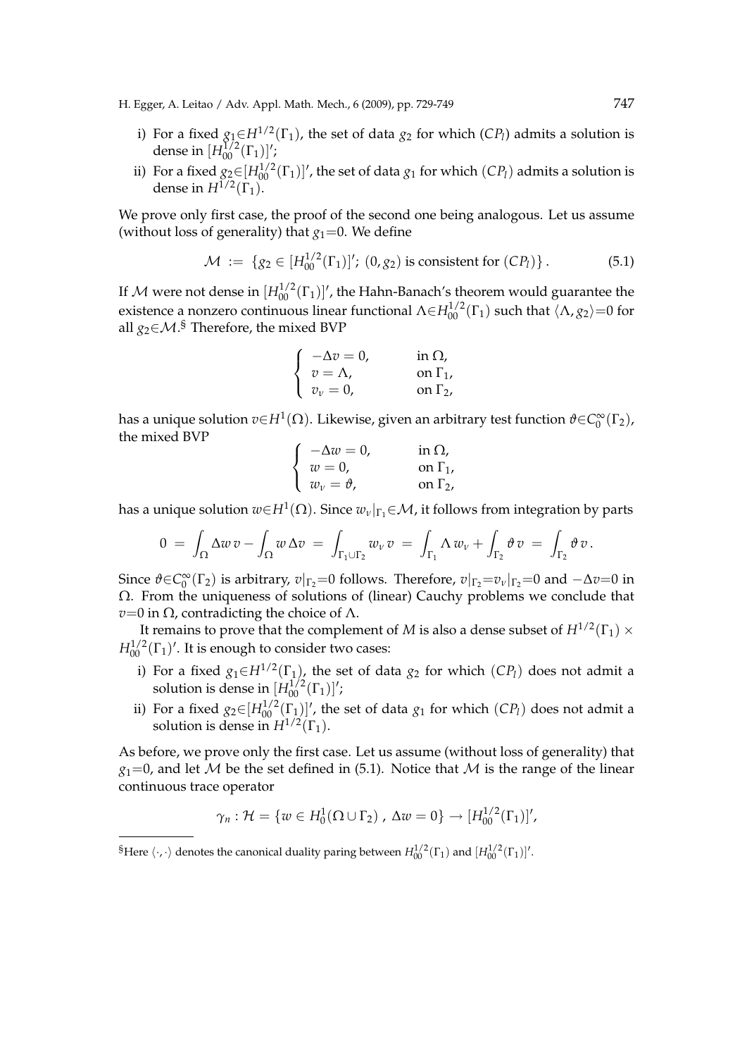i) For a fixed $g_1 \in H^{1/2}(\Gamma_1)$, the set of data $g_2$ for which $(CP_l)$ admits a solution is dense in $[H_{00}^{1/2}(\Gamma_1)]'$;

ii) For a fixed $g_2 \in [H_{00}^{1/2}(\Gamma_1)]'$, the set of data $g_1$ for which $(CP_l)$ admits a solution is dense in $H^{1/2}(\Gamma_1)$.

We prove only first case, the proof of the second one being analogous. Let us assume (without loss of generality) that $g_1 = 0$. We define

$$\mathcal{M} \ := \ \{g_2 \in [H_{00}^{1/2}(\Gamma_1)]' ; \ (0, g_2) \text{ is consistent for } (CP_l)\} . \tag{5.1}$$

If $\mathcal{M}$ were not dense in $[H_{00}^{1/2}(\Gamma_1)]'$, the Hahn-Banach's theorem would guarantee the existence a nonzero continuous linear functional $\Lambda \in H_{00}^{1/2}(\Gamma_1)$ such that $\langle \Lambda, g_2 \rangle = 0$ for all $g_2 \in \mathcal{M}$.[§] Therefore, the mixed BVP

$$\begin{cases} -\Delta v = 0, & \text{in } \Omega, \\ v = \Lambda, & \text{on } \Gamma_1, \\ v_\nu = 0, & \text{on } \Gamma_2, \end{cases}$$

has a unique solution $v \in H^1(\Omega)$. Likewise, given an arbitrary test function $\vartheta \in C_0^\infty(\Gamma_2)$, the mixed BVP

$$\begin{cases} -\Delta w = 0, & \text{in } \Omega, \\ w = 0, & \text{on } \Gamma_1, \\ w_\nu = \vartheta, & \text{on } \Gamma_2, \end{cases}$$

has a unique solution $w \in H^1(\Omega)$. Since $w_\nu|_{\Gamma_1} \in \mathcal{M}$, it follows from integration by parts

$$0 \ = \ \int_\Omega \Delta w \, v - \int_\Omega w \, \Delta v \ = \ \int_{\Gamma_1 \cup \Gamma_2} w_\nu \, v \ = \ \int_{\Gamma_1} \Lambda \, w_\nu + \int_{\Gamma_2} \vartheta \, v \ = \ \int_{\Gamma_2} \vartheta \, v \, .$$

Since $\vartheta \in C_0^\infty(\Gamma_2)$ is arbitrary, $v|_{\Gamma_2} = 0$ follows. Therefore, $v|_{\Gamma_2} = v_\nu|_{\Gamma_2} = 0$ and $-\Delta v = 0$ in $\Omega$. From the uniqueness of solutions of (linear) Cauchy problems we conclude that $v = 0$ in $\Omega$, contradicting the choice of $\Lambda$.

It remains to prove that the complement of $M$ is also a dense subset of $H^{1/2}(\Gamma_1) \times H_{00}^{1/2}(\Gamma_1)'$. It is enough to consider two cases:

i) For a fixed $g_1 \in H^{1/2}(\Gamma_1)$, the set of data $g_2$ for which $(CP_l)$ does not admit a solution is dense in $[H_{00}^{1/2}(\Gamma_1)]'$;

ii) For a fixed $g_2 \in [H_{00}^{1/2}(\Gamma_1)]'$, the set of data $g_1$ for which $(CP_l)$ does not admit a solution is dense in $H^{1/2}(\Gamma_1)$.

As before, we prove only the first case. Let us assume (without loss of generality) that $g_1 = 0$, and let $\mathcal{M}$ be the set defined in (5.1). Notice that $\mathcal{M}$ is the range of the linear continuous trace operator

$$\gamma_n : \mathcal{H} = \{w \in H_0^1(\Omega \cup \Gamma_2) \, , \, \Delta w = 0\} \to [H_{00}^{1/2}(\Gamma_1)]',$$

---

[§] Here $\langle \cdot, \cdot \rangle$ denotes the canonical duality paring between $H_{00}^{1/2}(\Gamma_1)$ and $[H_{00}^{1/2}(\Gamma_1)]'$.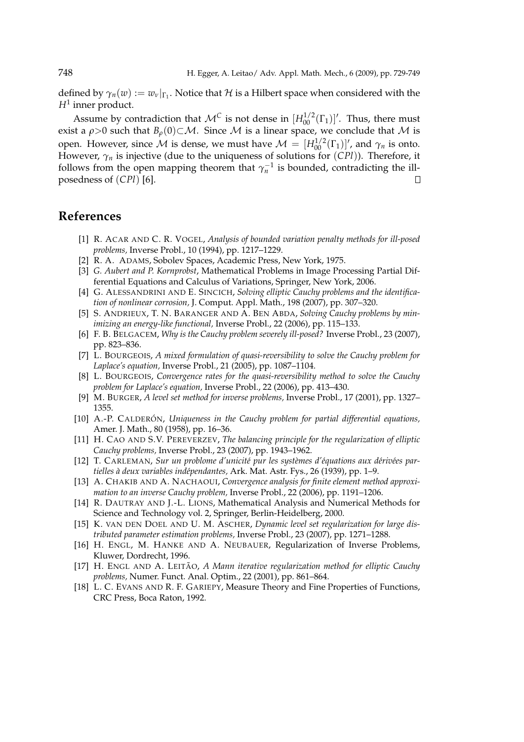defined by $\gamma_n(w) := w_\nu|_{\Gamma_1}$. Notice that $\mathcal{H}$ is a Hilbert space when considered with the $H^1$ inner product.

Assume by contradiction that $\mathcal{M}^C$ is not dense in $[H_{00}^{1/2}(\Gamma_1)]'$. Thus, there must exist a $\rho>0$ such that $B_\rho(0)\subset\mathcal{M}$. Since $\mathcal{M}$ is a linear space, we conclude that $\mathcal{M}$ is open. However, since $\mathcal{M}$ is dense, we must have $\mathcal{M} = [H_{00}^{1/2}(\Gamma_1)]'$, and $\gamma_n$ is onto. However, $\gamma_n$ is injective (due to the uniqueness of solutions for $(CPl)$). Therefore, it follows from the open mapping theorem that $\gamma_n^{-1}$ is bounded, contradicting the ill-posedness of $(CPl)$ [6]. $\square$

## References

[1] R. Acar and C. R. Vogel, *Analysis of bounded variation penalty methods for ill-posed problems,* Inverse Probl., 10 (1994), pp. 1217–1229.

[2] R. A. Adams, Sobolev Spaces, Academic Press, New York, 1975.

[3] *G. Aubert and P. Kornprobst*, Mathematical Problems in Image Processing Partial Differential Equations and Calculus of Variations, Springer, New York, 2006.

[4] G. Alessandrini and E. Sincich, *Solving elliptic Cauchy problems and the identification of nonlinear corrosion,* J. Comput. Appl. Math., 198 (2007), pp. 307–320.

[5] S. Andrieux, T. N. Baranger and A. Ben Abda, *Solving Cauchy problems by minimizing an energy-like functional,* Inverse Probl., 22 (2006), pp. 115–133.

[6] F. B. Belgacem, *Why is the Cauchy problem severely ill-posed?* Inverse Probl., 23 (2007), pp. 823–836.

[7] L. Bourgeois, *A mixed formulation of quasi-reversibility to solve the Cauchy problem for Laplace's equation,* Inverse Probl., 21 (2005), pp. 1087–1104.

[8] L. Bourgeois, *Convergence rates for the quasi-reversibility method to solve the Cauchy problem for Laplace's equation,* Inverse Probl., 22 (2006), pp. 413–430.

[9] M. Burger, *A level set method for inverse problems,* Inverse Probl., 17 (2001), pp. 1327–1355.

[10] A.-P. Calderón, *Uniqueness in the Cauchy problem for partial differential equations,* Amer. J. Math., 80 (1958), pp. 16–36.

[11] H. Cao and S.V. Pereverzev, *The balancing principle for the regularization of elliptic Cauchy problems,* Inverse Probl., 23 (2007), pp. 1943–1962.

[12] T. Carleman, *Sur un problome d'unicité pur les systèmes d'équations aux dérivées partielles à deux variables indépendantes,* Ark. Mat. Astr. Fys., 26 (1939), pp. 1–9.

[13] A. Chakib and A. Nachaoui, *Convergence analysis for finite element method approximation to an inverse Cauchy problem,* Inverse Probl., 22 (2006), pp. 1191–1206.

[14] R. Dautray and J.-L. Lions, Mathematical Analysis and Numerical Methods for Science and Technology vol. 2, Springer, Berlin-Heidelberg, 2000.

[15] K. van den Doel and U. M. Ascher, *Dynamic level set regularization for large distributed parameter estimation problems,* Inverse Probl., 23 (2007), pp. 1271–1288.

[16] H. Engl, M. Hanke and A. Neubauer, Regularization of Inverse Problems, Kluwer, Dordrecht, 1996.

[17] H. Engl and A. Leitão, *A Mann iterative regularization method for elliptic Cauchy problems,* Numer. Funct. Anal. Optim., 22 (2001), pp. 861–864.

[18] L. C. Evans and R. F. Gariepy, Measure Theory and Fine Properties of Functions, CRC Press, Boca Raton, 1992.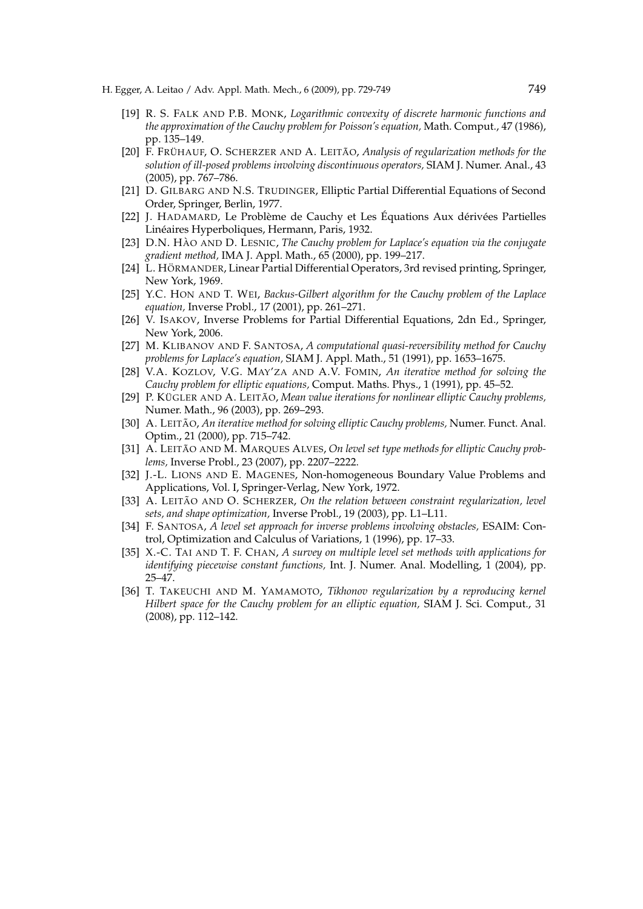[19] R. S. Falk and P.B. Monk, *Logarithmic convexity of discrete harmonic functions and the approximation of the Cauchy problem for Poisson's equation,* Math. Comput., 47 (1986), pp. 135–149.

[20] F. Frühauf, O. Scherzer and A. Leitão, *Analysis of regularization methods for the solution of ill-posed problems involving discontinuous operators,* SIAM J. Numer. Anal., 43 (2005), pp. 767–786.

[21] D. Gilbarg and N.S. Trudinger, Elliptic Partial Differential Equations of Second Order, Springer, Berlin, 1977.

[22] J. Hadamard, Le Problème de Cauchy et Les Équations Aux dérivées Partielles Linéaires Hyperboliques, Hermann, Paris, 1932.

[23] D.N. Hào and D. Lesnic, *The Cauchy problem for Laplace's equation via the conjugate gradient method,* IMA J. Appl. Math., 65 (2000), pp. 199–217.

[24] L. Hörmander, Linear Partial Differential Operators, 3rd revised printing, Springer, New York, 1969.

[25] Y.C. Hon and T. Wei, *Backus-Gilbert algorithm for the Cauchy problem of the Laplace equation,* Inverse Probl., 17 (2001), pp. 261–271.

[26] V. Isakov, Inverse Problems for Partial Differential Equations, 2dn Ed., Springer, New York, 2006.

[27] M. Klibanov and F. Santosa, *A computational quasi-reversibility method for Cauchy problems for Laplace's equation,* SIAM J. Appl. Math., 51 (1991), pp. 1653–1675.

[28] V.A. Kozlov, V.G. May'za and A.V. Fomin, *An iterative method for solving the Cauchy problem for elliptic equations,* Comput. Maths. Phys., 1 (1991), pp. 45–52.

[29] P. Kügler and A. Leitão, *Mean value iterations for nonlinear elliptic Cauchy problems,* Numer. Math., 96 (2003), pp. 269–293.

[30] A. Leitão, *An iterative method for solving elliptic Cauchy problems,* Numer. Funct. Anal. Optim., 21 (2000), pp. 715–742.

[31] A. Leitão and M. Marques Alves, *On level set type methods for elliptic Cauchy problems,* Inverse Probl., 23 (2007), pp. 2207–2222.

[32] J.-L. Lions and E. Magenes, Non-homogeneous Boundary Value Problems and Applications, Vol. I, Springer-Verlag, New York, 1972.

[33] A. Leitão and O. Scherzer, *On the relation between constraint regularization, level sets, and shape optimization,* Inverse Probl., 19 (2003), pp. L1–L11.

[34] F. Santosa, *A level set approach for inverse problems involving obstacles,* ESAIM: Control, Optimization and Calculus of Variations, 1 (1996), pp. 17–33.

[35] X.-C. Tai and T. F. Chan, *A survey on multiple level set methods with applications for identifying piecewise constant functions,* Int. J. Numer. Anal. Modelling, 1 (2004), pp. 25–47.

[36] T. Takeuchi and M. Yamamoto, *Tikhonov regularization by a reproducing kernel Hilbert space for the Cauchy problem for an elliptic equation,* SIAM J. Sci. Comput., 31 (2008), pp. 112–142.